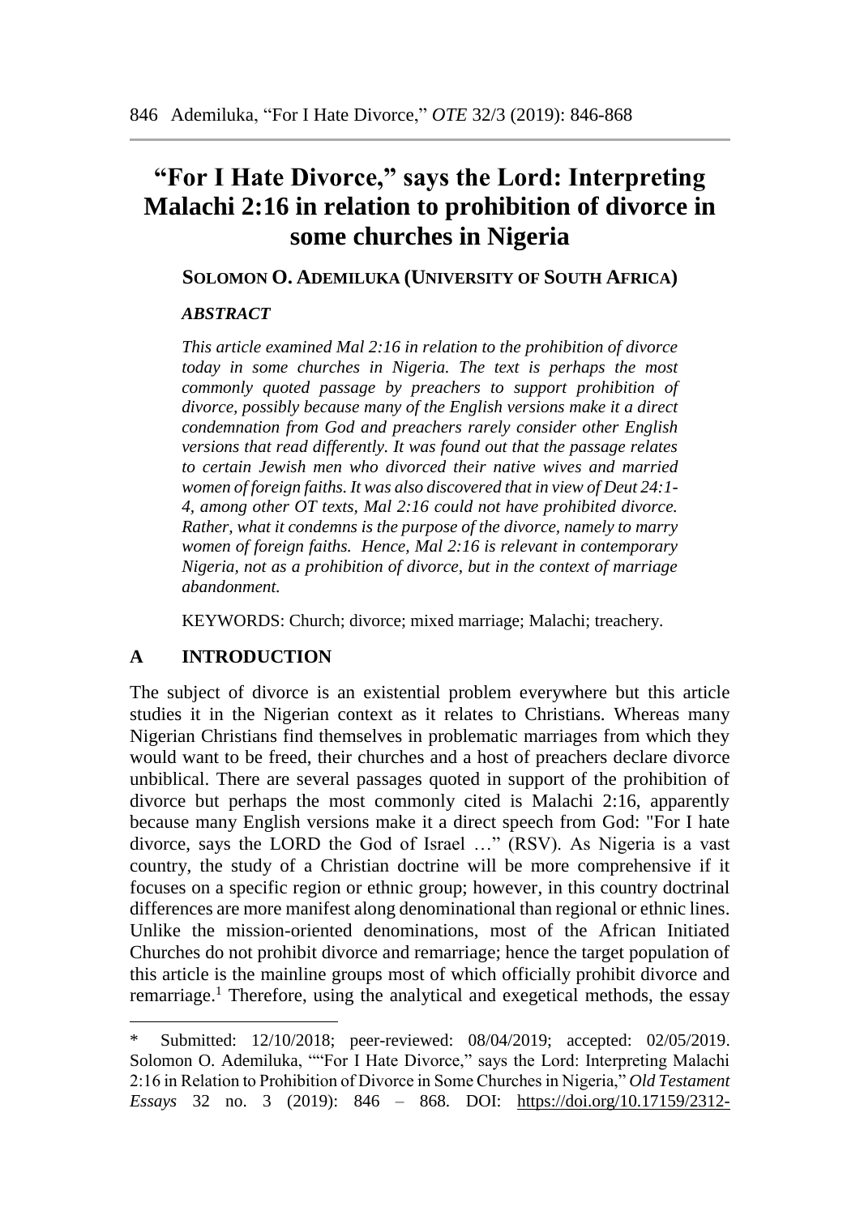# "For I Hate Divorce," says the Lord: Interpreting Malachi 2:16 in relation to prohibition of divorce in some churches in Nigeria

**SOLOMON O. ADEMILUKA (UNIVERSITY OF SOUTH AFRICA)**

***ABSTRACT***

*This article examined Mal 2:16 in relation to the prohibition of divorce today in some churches in Nigeria. The text is perhaps the most commonly quoted passage by preachers to support prohibition of divorce, possibly because many of the English versions make it a direct condemnation from God and preachers rarely consider other English versions that read differently. It was found out that the passage relates to certain Jewish men who divorced their native wives and married women of foreign faiths. It was also discovered that in view of Deut 24:1-4, among other OT texts, Mal 2:16 could not have prohibited divorce. Rather, what it condemns is the purpose of the divorce, namely to marry women of foreign faiths. Hence, Mal 2:16 is relevant in contemporary Nigeria, not as a prohibition of divorce, but in the context of marriage abandonment.*

KEYWORDS: Church; divorce; mixed marriage; Malachi; treachery.

## A INTRODUCTION

The subject of divorce is an existential problem everywhere but this article studies it in the Nigerian context as it relates to Christians. Whereas many Nigerian Christians find themselves in problematic marriages from which they would want to be freed, their churches and a host of preachers declare divorce unbiblical. There are several passages quoted in support of the prohibition of divorce but perhaps the most commonly cited is Malachi 2:16, apparently because many English versions make it a direct speech from God: "For I hate divorce, says the LORD the God of Israel …" (RSV). As Nigeria is a vast country, the study of a Christian doctrine will be more comprehensive if it focuses on a specific region or ethnic group; however, in this country doctrinal differences are more manifest along denominational than regional or ethnic lines. Unlike the mission-oriented denominations, most of the African Initiated Churches do not prohibit divorce and remarriage; hence the target population of this article is the mainline groups most of which officially prohibit divorce and remarriage.[1] Therefore, using the analytical and exegetical methods, the essay

---

\* Submitted: 12/10/2018; peer-reviewed: 08/04/2019; accepted: 02/05/2019. Solomon O. Ademiluka, ""For I Hate Divorce," says the Lord: Interpreting Malachi 2:16 in Relation to Prohibition of Divorce in Some Churches in Nigeria," *Old Testament Essays* 32 no. 3 (2019): 846 – 868. DOI: https://doi.org/10.17159/2312-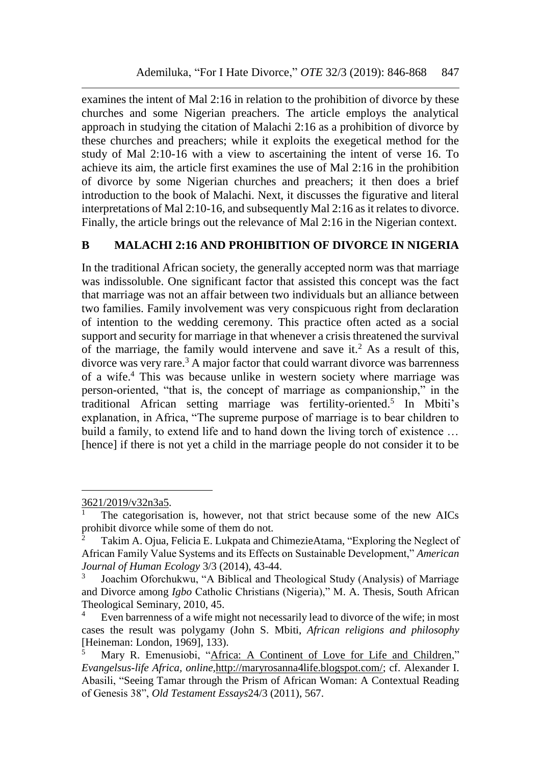examines the intent of Mal 2:16 in relation to the prohibition of divorce by these churches and some Nigerian preachers. The article employs the analytical approach in studying the citation of Malachi 2:16 as a prohibition of divorce by these churches and preachers; while it exploits the exegetical method for the study of Mal 2:10-16 with a view to ascertaining the intent of verse 16. To achieve its aim, the article first examines the use of Mal 2:16 in the prohibition of divorce by some Nigerian churches and preachers; it then does a brief introduction to the book of Malachi. Next, it discusses the figurative and literal interpretations of Mal 2:10-16, and subsequently Mal 2:16 as it relates to divorce. Finally, the article brings out the relevance of Mal 2:16 in the Nigerian context.

## B MALACHI 2:16 AND PROHIBITION OF DIVORCE IN NIGERIA

In the traditional African society, the generally accepted norm was that marriage was indissoluble. One significant factor that assisted this concept was the fact that marriage was not an affair between two individuals but an alliance between two families. Family involvement was very conspicuous right from declaration of intention to the wedding ceremony. This practice often acted as a social support and security for marriage in that whenever a crisis threatened the survival of the marriage, the family would intervene and save it.[2] As a result of this, divorce was very rare.[3] A major factor that could warrant divorce was barrenness of a wife.[4] This was because unlike in western society where marriage was person-oriented, "that is, the concept of marriage as companionship," in the traditional African setting marriage was fertility-oriented.[5] In Mbiti's explanation, in Africa, "The supreme purpose of marriage is to bear children to build a family, to extend life and to hand down the living torch of existence … [hence] if there is not yet a child in the marriage people do not consider it to be

---

3621/2019/v32n3a5.

[1] The categorisation is, however, not that strict because some of the new AICs prohibit divorce while some of them do not.

[2] Takim A. Ojua, Felicia E. Lukpata and ChimezieAtama, "Exploring the Neglect of African Family Value Systems and its Effects on Sustainable Development," *American Journal of Human Ecology* 3/3 (2014), 43-44.

[3] Joachim Oforchukwu, "A Biblical and Theological Study (Analysis) of Marriage and Divorce among *Igbo* Catholic Christians (Nigeria)," M. A. Thesis, South African Theological Seminary, 2010, 45.

[4] Even barrenness of a wife might not necessarily lead to divorce of the wife; in most cases the result was polygamy (John S. Mbiti, *African religions and philosophy* [Heineman: London, 1969], 133).

[5] Mary R. Emenusiobi, "Africa: A Continent of Love for Life and Children," *Evangelsus-life Africa, online*,http://maryrosanna4life.blogspot.com/; cf. Alexander I. Abasili, "Seeing Tamar through the Prism of African Woman: A Contextual Reading of Genesis 38", *Old Testament Essays*24/3 (2011), 567.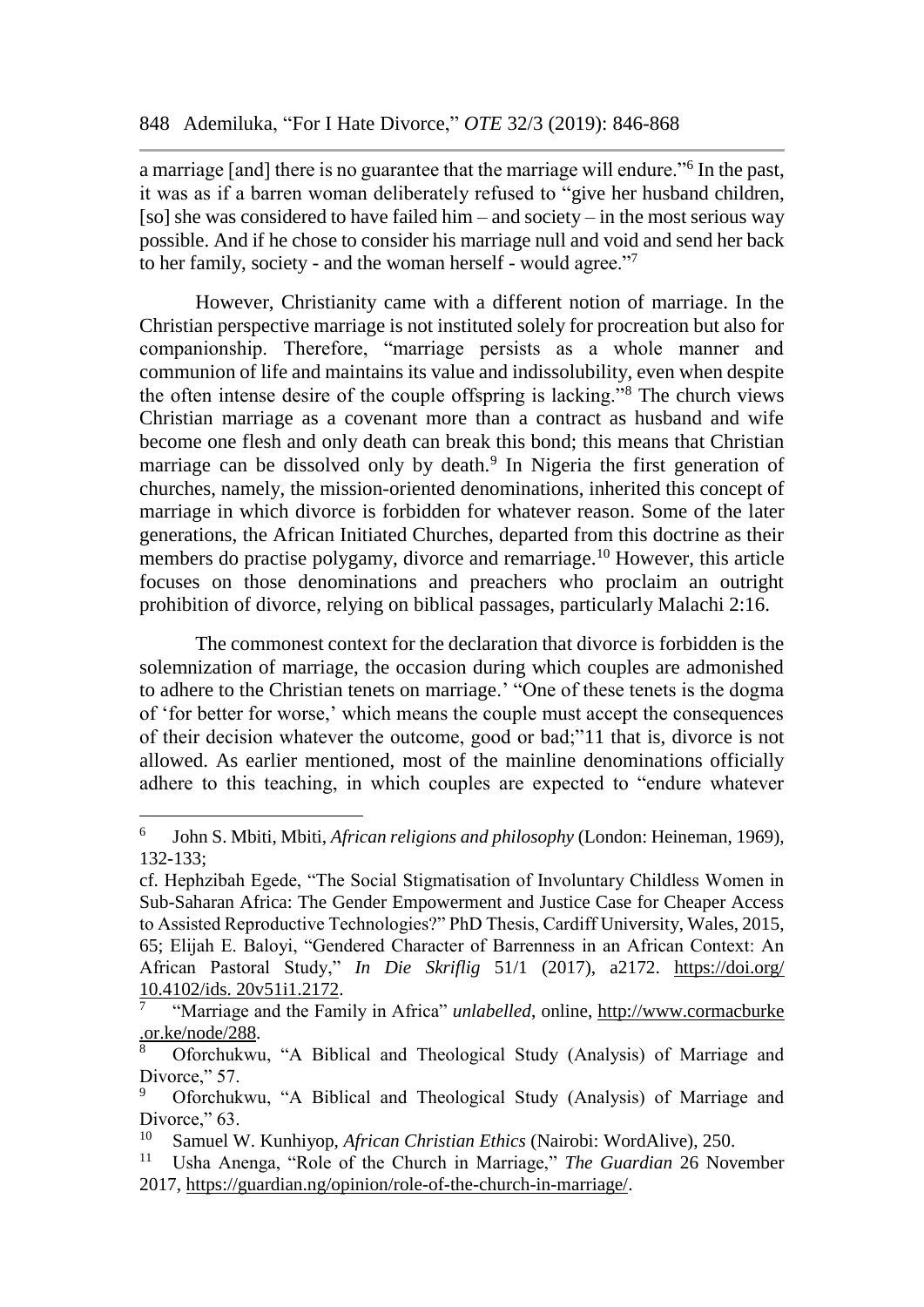a marriage [and] there is no guarantee that the marriage will endure."[6] In the past, it was as if a barren woman deliberately refused to "give her husband children, [so] she was considered to have failed him – and society – in the most serious way possible. And if he chose to consider his marriage null and void and send her back to her family, society - and the woman herself - would agree."[7]

However, Christianity came with a different notion of marriage. In the Christian perspective marriage is not instituted solely for procreation but also for companionship. Therefore, "marriage persists as a whole manner and communion of life and maintains its value and indissolubility, even when despite the often intense desire of the couple offspring is lacking."[8] The church views Christian marriage as a covenant more than a contract as husband and wife become one flesh and only death can break this bond; this means that Christian marriage can be dissolved only by death.[9] In Nigeria the first generation of churches, namely, the mission-oriented denominations, inherited this concept of marriage in which divorce is forbidden for whatever reason. Some of the later generations, the African Initiated Churches, departed from this doctrine as their members do practise polygamy, divorce and remarriage.[10] However, this article focuses on those denominations and preachers who proclaim an outright prohibition of divorce, relying on biblical passages, particularly Malachi 2:16.

The commonest context for the declaration that divorce is forbidden is the solemnization of marriage, the occasion during which couples are admonished to adhere to the Christian tenets on marriage.' "One of these tenets is the dogma of 'for better for worse,' which means the couple must accept the consequences of their decision whatever the outcome, good or bad;"11 that is, divorce is not allowed. As earlier mentioned, most of the mainline denominations officially adhere to this teaching, in which couples are expected to "endure whatever

---

[6] John S. Mbiti, Mbiti, *African religions and philosophy* (London: Heineman, 1969), 132-133;

cf. Hephzibah Egede, "The Social Stigmatisation of Involuntary Childless Women in Sub-Saharan Africa: The Gender Empowerment and Justice Case for Cheaper Access to Assisted Reproductive Technologies?" PhD Thesis, Cardiff University, Wales, 2015, 65; Elijah E. Baloyi, "Gendered Character of Barrenness in an African Context: An African Pastoral Study," *In Die Skriflig* 51/1 (2017), a2172. https://doi.org/10.4102/ids. 20v51i1.2172.

[7] "Marriage and the Family in Africa" *unlabelled*, online, http://www.cormacburke.or.ke/node/288.

[8] Oforchukwu, "A Biblical and Theological Study (Analysis) of Marriage and Divorce," 57.

[9] Oforchukwu, "A Biblical and Theological Study (Analysis) of Marriage and Divorce," 63.

[10] Samuel W. Kunhiyop, *African Christian Ethics* (Nairobi: WordAlive), 250.

[11] Usha Anenga, "Role of the Church in Marriage," *The Guardian* 26 November 2017, https://guardian.ng/opinion/role-of-the-church-in-marriage/.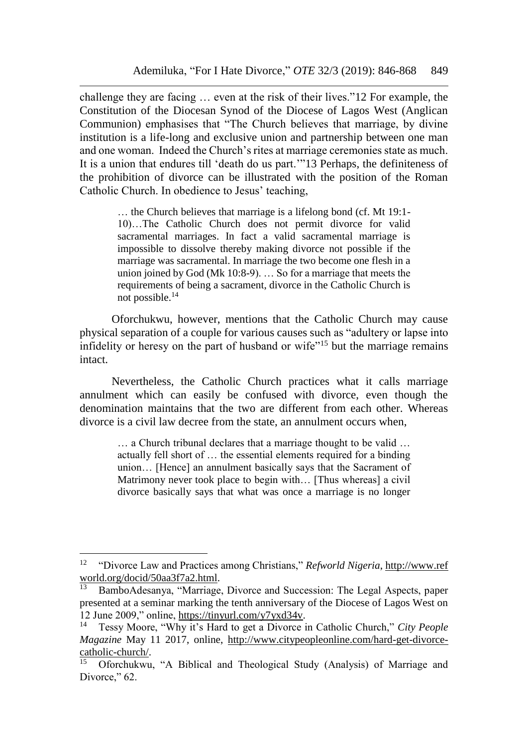challenge they are facing … even at the risk of their lives."12 For example, the Constitution of the Diocesan Synod of the Diocese of Lagos West (Anglican Communion) emphasises that "The Church believes that marriage, by divine institution is a life-long and exclusive union and partnership between one man and one woman. Indeed the Church's rites at marriage ceremonies state as much. It is a union that endures till 'death do us part.'"13 Perhaps, the definiteness of the prohibition of divorce can be illustrated with the position of the Roman Catholic Church. In obedience to Jesus' teaching,

> … the Church believes that marriage is a lifelong bond (cf. Mt 19:1-10)…The Catholic Church does not permit divorce for valid sacramental marriages. In fact a valid sacramental marriage is impossible to dissolve thereby making divorce not possible if the marriage was sacramental. In marriage the two become one flesh in a union joined by God (Mk 10:8-9). … So for a marriage that meets the requirements of being a sacrament, divorce in the Catholic Church is not possible.[14]

Oforchukwu, however, mentions that the Catholic Church may cause physical separation of a couple for various causes such as "adultery or lapse into infidelity or heresy on the part of husband or wife"[15] but the marriage remains intact.

Nevertheless, the Catholic Church practices what it calls marriage annulment which can easily be confused with divorce, even though the denomination maintains that the two are different from each other. Whereas divorce is a civil law decree from the state, an annulment occurs when,

> … a Church tribunal declares that a marriage thought to be valid … actually fell short of … the essential elements required for a binding union… [Hence] an annulment basically says that the Sacrament of Matrimony never took place to begin with… [Thus whereas] a civil divorce basically says that what was once a marriage is no longer

---

[12] "Divorce Law and Practices among Christians," *Refworld Nigeria*, http://www.refworld.org/docid/50aa3f7a2.html.

[13] BamboAdesanya, "Marriage, Divorce and Succession: The Legal Aspects, paper presented at a seminar marking the tenth anniversary of the Diocese of Lagos West on 12 June 2009," online, https://tinyurl.com/y7yxd34v.

[14] Tessy Moore, "Why it's Hard to get a Divorce in Catholic Church," *City People Magazine* May 11 2017, online, http://www.citypeopleonline.com/hard-get-divorce-catholic-church/.

[15] Oforchukwu, "A Biblical and Theological Study (Analysis) of Marriage and Divorce," 62.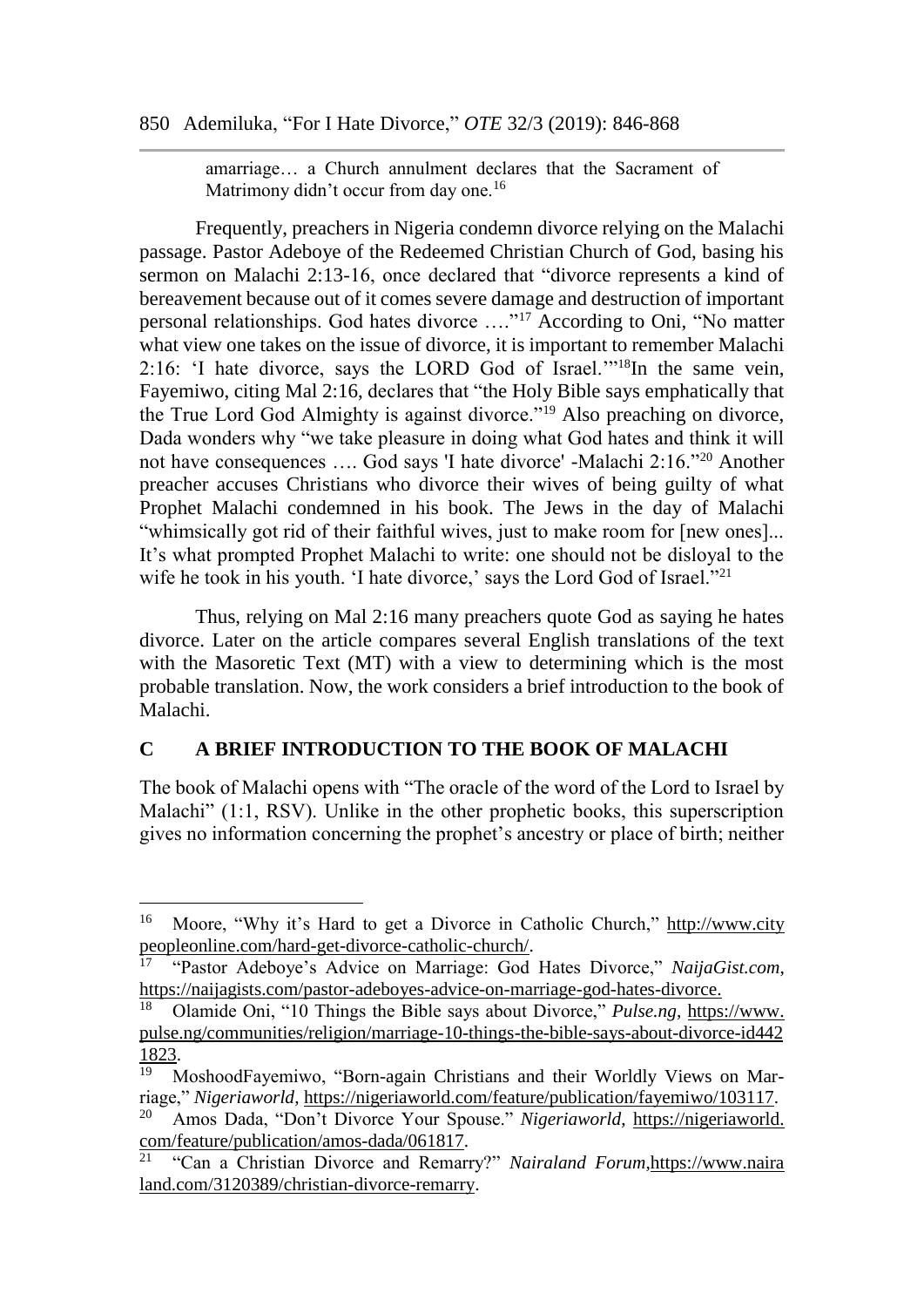amarriage… a Church annulment declares that the Sacrament of Matrimony didn't occur from day one.[16]

Frequently, preachers in Nigeria condemn divorce relying on the Malachi passage. Pastor Adeboye of the Redeemed Christian Church of God, basing his sermon on Malachi 2:13-16, once declared that "divorce represents a kind of bereavement because out of it comes severe damage and destruction of important personal relationships. God hates divorce …."[17] According to Oni, "No matter what view one takes on the issue of divorce, it is important to remember Malachi 2:16: 'I hate divorce, says the LORD God of Israel.'"[18]In the same vein, Fayemiwo, citing Mal 2:16, declares that "the Holy Bible says emphatically that the True Lord God Almighty is against divorce."[19] Also preaching on divorce, Dada wonders why "we take pleasure in doing what God hates and think it will not have consequences …. God says 'I hate divorce' -Malachi 2:16."[20] Another preacher accuses Christians who divorce their wives of being guilty of what Prophet Malachi condemned in his book. The Jews in the day of Malachi "whimsically got rid of their faithful wives, just to make room for [new ones]... It's what prompted Prophet Malachi to write: one should not be disloyal to the wife he took in his youth. 'I hate divorce,' says the Lord God of Israel."[21]

Thus, relying on Mal 2:16 many preachers quote God as saying he hates divorce. Later on the article compares several English translations of the text with the Masoretic Text (MT) with a view to determining which is the most probable translation. Now, the work considers a brief introduction to the book of Malachi.

## C A BRIEF INTRODUCTION TO THE BOOK OF MALACHI

The book of Malachi opens with "The oracle of the word of the Lord to Israel by Malachi" (1:1, RSV). Unlike in the other prophetic books, this superscription gives no information concerning the prophet's ancestry or place of birth; neither

---

[16] Moore, "Why it's Hard to get a Divorce in Catholic Church," http://www.citypeopleonline.com/hard-get-divorce-catholic-church/.

[17] "Pastor Adeboye's Advice on Marriage: God Hates Divorce," *NaijaGist.com*, https://naijagists.com/pastor-adeboyes-advice-on-marriage-god-hates-divorce.

[18] Olamide Oni, "10 Things the Bible says about Divorce," *Pulse.ng*, https://www.pulse.ng/communities/religion/marriage-10-things-the-bible-says-about-divorce-id4421823.

[19] MoshoodFayemiwo, "Born-again Christians and their Worldly Views on Marriage," *Nigeriaworld*, https://nigeriaworld.com/feature/publication/fayemiwo/103117.

[20] Amos Dada, "Don't Divorce Your Spouse." *Nigeriaworld*, https://nigeriaworld.com/feature/publication/amos-dada/061817.

[21] "Can a Christian Divorce and Remarry?" *Nairaland Forum*,https://www.nairaland.com/3120389/christian-divorce-remarry.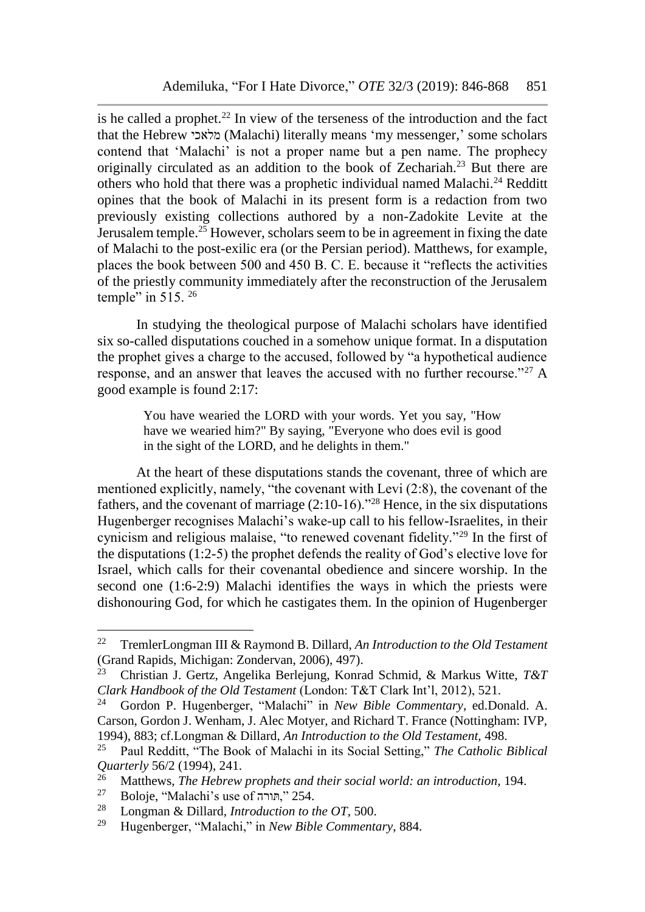is he called a prophet.[22] In view of the terseness of the introduction and the fact that the Hebrew מלאכי (Malachi) literally means 'my messenger,' some scholars contend that 'Malachi' is not a proper name but a pen name. The prophecy originally circulated as an addition to the book of Zechariah.[23] But there are others who hold that there was a prophetic individual named Malachi.[24] Redditt opines that the book of Malachi in its present form is a redaction from two previously existing collections authored by a non-Zadokite Levite at the Jerusalem temple.[25] However, scholars seem to be in agreement in fixing the date of Malachi to the post-exilic era (or the Persian period). Matthews, for example, places the book between 500 and 450 B. C. E. because it "reflects the activities of the priestly community immediately after the reconstruction of the Jerusalem temple" in 515. [26]

In studying the theological purpose of Malachi scholars have identified six so-called disputations couched in a somehow unique format. In a disputation the prophet gives a charge to the accused, followed by "a hypothetical audience response, and an answer that leaves the accused with no further recourse."[27] A good example is found 2:17:

> You have wearied the LORD with your words. Yet you say, "How have we wearied him?" By saying, "Everyone who does evil is good in the sight of the LORD, and he delights in them."

At the heart of these disputations stands the covenant, three of which are mentioned explicitly, namely, "the covenant with Levi (2:8), the covenant of the fathers, and the covenant of marriage (2:10-16)."[28] Hence, in the six disputations Hugenberger recognises Malachi's wake-up call to his fellow-Israelites, in their cynicism and religious malaise, "to renewed covenant fidelity."[29] In the first of the disputations (1:2-5) the prophet defends the reality of God's elective love for Israel, which calls for their covenantal obedience and sincere worship. In the second one (1:6-2:9) Malachi identifies the ways in which the priests were dishonouring God, for which he castigates them. In the opinion of Hugenberger

---

[22] TremlerLongman III & Raymond B. Dillard, *An Introduction to the Old Testament* (Grand Rapids, Michigan: Zondervan, 2006), 497).

[23] Christian J. Gertz, Angelika Berlejung, Konrad Schmid, & Markus Witte, *T&T Clark Handbook of the Old Testament* (London: T&T Clark Int'l, 2012), 521.

[24] Gordon P. Hugenberger, "Malachi" in *New Bible Commentary*, ed.Donald. A. Carson, Gordon J. Wenham, J. Alec Motyer, and Richard T. France (Nottingham: IVP, 1994), 883; cf.Longman & Dillard, *An Introduction to the Old Testament,* 498.

[25] Paul Redditt, "The Book of Malachi in its Social Setting," *The Catholic Biblical Quarterly* 56/2 (1994), 241.

[26] Matthews, *The Hebrew prophets and their social world: an introduction,* 194.

[27] Boloje, "Malachi's use of תורה," 254.

[28] Longman & Dillard, *Introduction to the OT*, 500.

[29] Hugenberger, "Malachi," in *New Bible Commentary*, 884.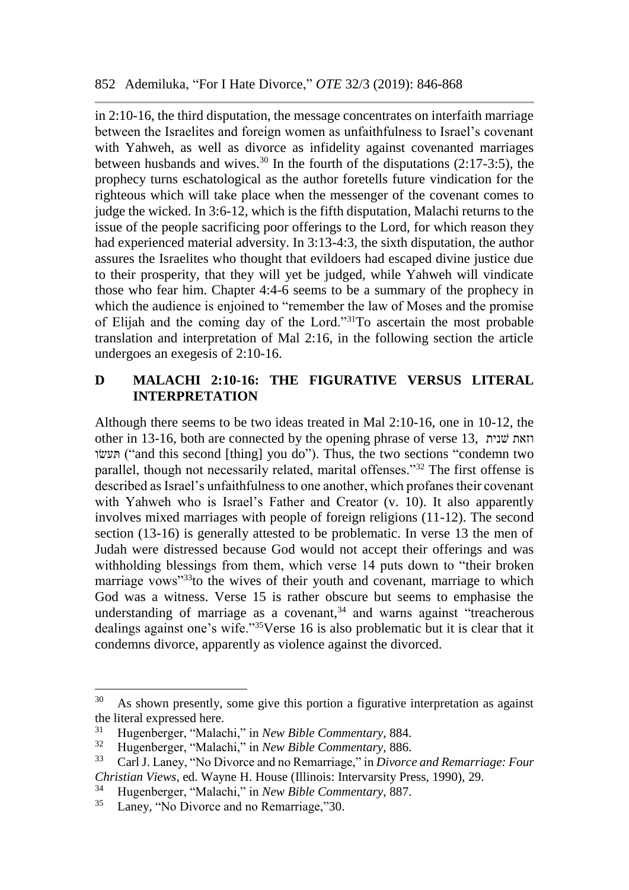in 2:10-16, the third disputation, the message concentrates on interfaith marriage between the Israelites and foreign women as unfaithfulness to Israel's covenant with Yahweh, as well as divorce as infidelity against covenanted marriages between husbands and wives.[30] In the fourth of the disputations (2:17-3:5), the prophecy turns eschatological as the author foretells future vindication for the righteous which will take place when the messenger of the covenant comes to judge the wicked. In 3:6-12, which is the fifth disputation, Malachi returns to the issue of the people sacrificing poor offerings to the Lord, for which reason they had experienced material adversity. In 3:13-4:3, the sixth disputation, the author assures the Israelites who thought that evildoers had escaped divine justice due to their prosperity, that they will yet be judged, while Yahweh will vindicate those who fear him. Chapter 4:4-6 seems to be a summary of the prophecy in which the audience is enjoined to "remember the law of Moses and the promise of Elijah and the coming day of the Lord."[31]To ascertain the most probable translation and interpretation of Mal 2:16, in the following section the article undergoes an exegesis of 2:10-16.

## D MALACHI 2:10-16: THE FIGURATIVE VERSUS LITERAL INTERPRETATION

Although there seems to be two ideas treated in Mal 2:10-16, one in 10-12, the other in 13-16, both are connected by the opening phrase of verse 13, וזאת שׁנית תעשׂו ("and this second [thing] you do"). Thus, the two sections "condemn two parallel, though not necessarily related, marital offenses."[32] The first offense is described as Israel's unfaithfulness to one another, which profanes their covenant with Yahweh who is Israel's Father and Creator (v. 10). It also apparently involves mixed marriages with people of foreign religions (11-12). The second section (13-16) is generally attested to be problematic. In verse 13 the men of Judah were distressed because God would not accept their offerings and was withholding blessings from them, which verse 14 puts down to "their broken marriage vows"[33]to the wives of their youth and covenant, marriage to which God was a witness. Verse 15 is rather obscure but seems to emphasise the understanding of marriage as a covenant,[34] and warns against "treacherous dealings against one's wife."[35]Verse 16 is also problematic but it is clear that it condemns divorce, apparently as violence against the divorced.

---

[30] As shown presently, some give this portion a figurative interpretation as against the literal expressed here.

[31] Hugenberger, "Malachi," in *New Bible Commentary*, 884.

[32] Hugenberger, "Malachi," in *New Bible Commentary*, 886.

[33] Carl J. Laney, "No Divorce and no Remarriage," in *Divorce and Remarriage: Four Christian Views*, ed. Wayne H. House (Illinois: Intervarsity Press, 1990), 29.

[34] Hugenberger, "Malachi," in *New Bible Commentary*, 887.

[35] Laney, "No Divorce and no Remarriage,"30.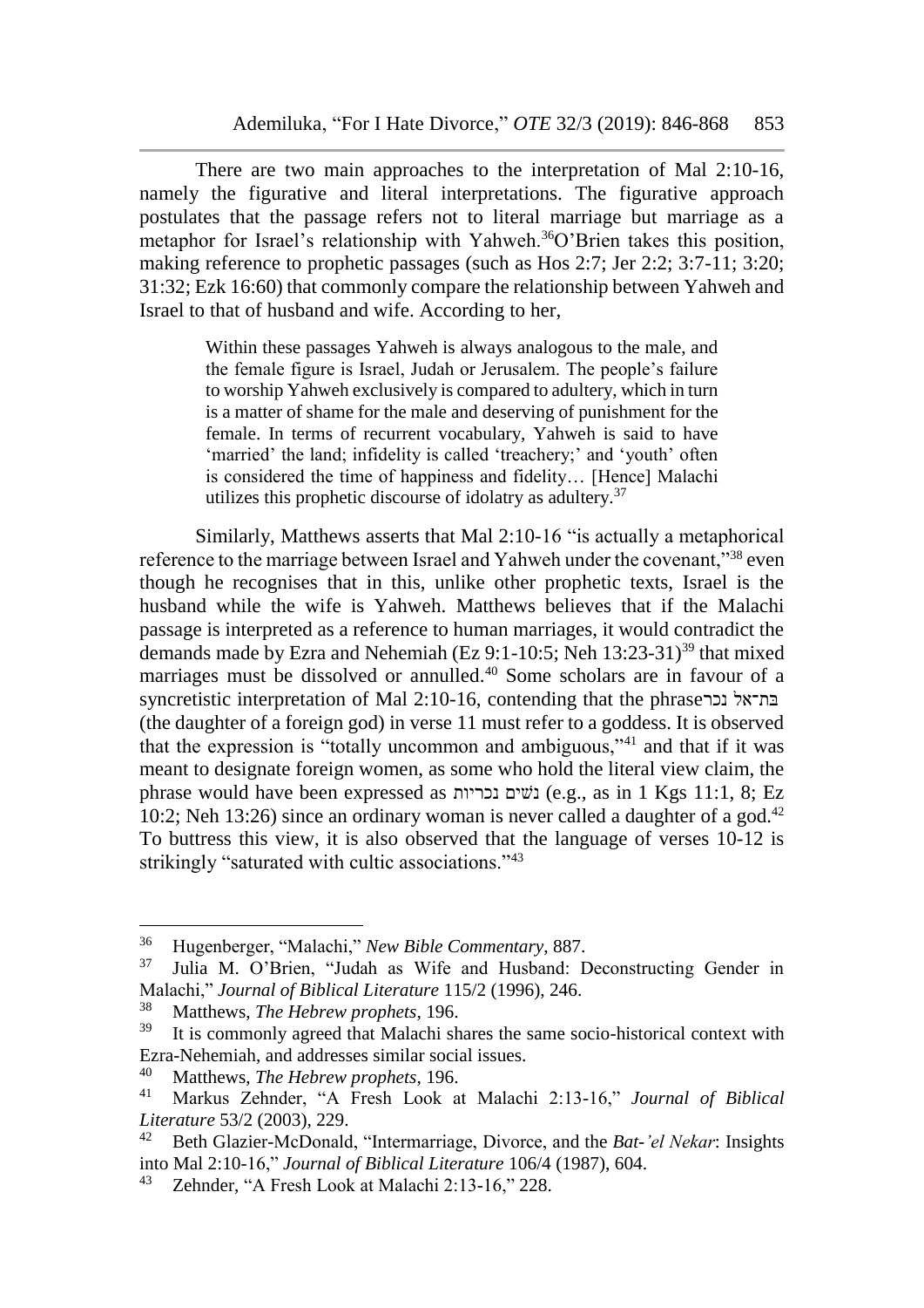There are two main approaches to the interpretation of Mal 2:10-16, namely the figurative and literal interpretations. The figurative approach postulates that the passage refers not to literal marriage but marriage as a metaphor for Israel's relationship with Yahweh.[36] O'Brien takes this position, making reference to prophetic passages (such as Hos 2:7; Jer 2:2; 3:7-11; 3:20; 31:32; Ezk 16:60) that commonly compare the relationship between Yahweh and Israel to that of husband and wife. According to her,

> Within these passages Yahweh is always analogous to the male, and the female figure is Israel, Judah or Jerusalem. The people's failure to worship Yahweh exclusively is compared to adultery, which in turn is a matter of shame for the male and deserving of punishment for the female. In terms of recurrent vocabulary, Yahweh is said to have 'married' the land; infidelity is called 'treachery;' and 'youth' often is considered the time of happiness and fidelity… [Hence] Malachi utilizes this prophetic discourse of idolatry as adultery.[37]

Similarly, Matthews asserts that Mal 2:10-16 "is actually a metaphorical reference to the marriage between Israel and Yahweh under the covenant,"[38] even though he recognises that in this, unlike other prophetic texts, Israel is the husband while the wife is Yahweh. Matthews believes that if the Malachi passage is interpreted as a reference to human marriages, it would contradict the demands made by Ezra and Nehemiah (Ez 9:1-10:5; Neh 13:23-31)[39] that mixed marriages must be dissolved or annulled.[40] Some scholars are in favour of a syncretistic interpretation of Mal 2:10-16, contending that the phrase בת־אל נכר (the daughter of a foreign god) in verse 11 must refer to a goddess. It is observed that the expression is "totally uncommon and ambiguous,"[41] and that if it was meant to designate foreign women, as some who hold the literal view claim, the phrase would have been expressed as נשים נכריות (e.g., as in 1 Kgs 11:1, 8; Ez 10:2; Neh 13:26) since an ordinary woman is never called a daughter of a god.[42] To buttress this view, it is also observed that the language of verses 10-12 is strikingly "saturated with cultic associations."[43]

---

[36] Hugenberger, "Malachi," *New Bible Commentary*, 887.

[37] Julia M. O'Brien, "Judah as Wife and Husband: Deconstructing Gender in Malachi," *Journal of Biblical Literature* 115/2 (1996), 246.

[38] Matthews, *The Hebrew prophets*, 196.

[39] It is commonly agreed that Malachi shares the same socio-historical context with Ezra-Nehemiah, and addresses similar social issues.

[40] Matthews, *The Hebrew prophets*, 196.

[41] Markus Zehnder, "A Fresh Look at Malachi 2:13-16," *Journal of Biblical Literature* 53/2 (2003), 229.

[42] Beth Glazier-McDonald, "Intermarriage, Divorce, and the *Bat-'el Nekar*: Insights into Mal 2:10-16," *Journal of Biblical Literature* 106/4 (1987), 604.

[43] Zehnder, "A Fresh Look at Malachi 2:13-16," 228.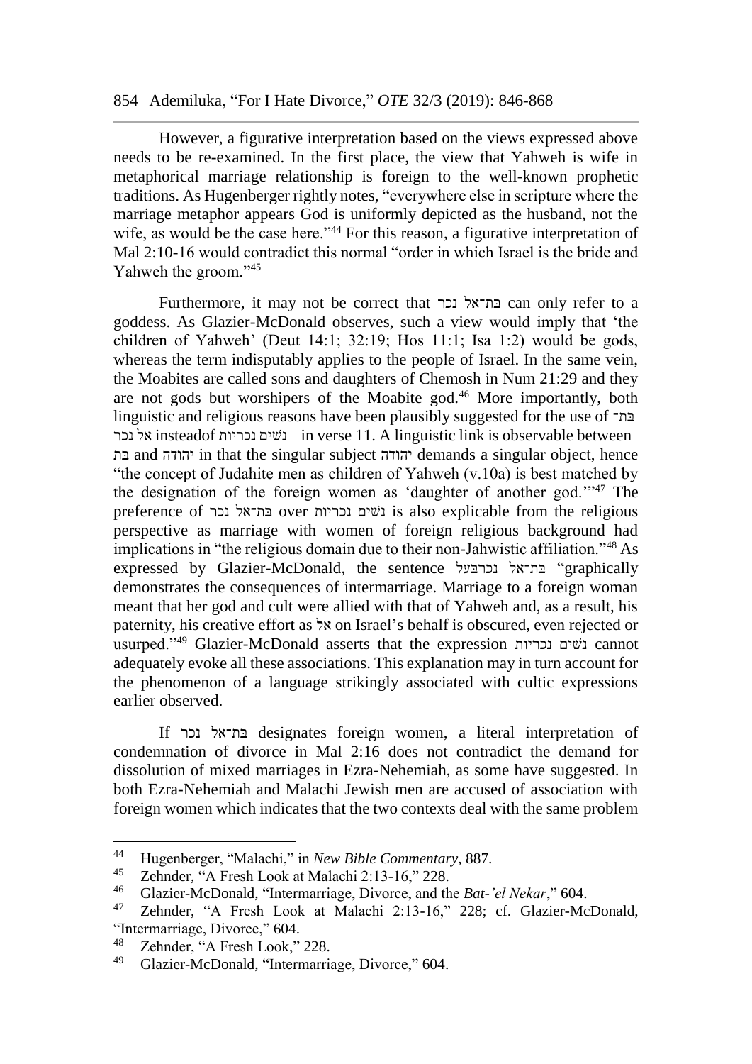However, a figurative interpretation based on the views expressed above needs to be re-examined. In the first place, the view that Yahweh is wife in metaphorical marriage relationship is foreign to the well-known prophetic traditions. As Hugenberger rightly notes, "everywhere else in scripture where the marriage metaphor appears God is uniformly depicted as the husband, not the wife, as would be the case here."[44] For this reason, a figurative interpretation of Mal 2:10-16 would contradict this normal "order in which Israel is the bride and Yahweh the groom."[45]

Furthermore, it may not be correct that בת־אל נכר can only refer to a goddess. As Glazier-McDonald observes, such a view would imply that 'the children of Yahweh' (Deut 14:1; 32:19; Hos 11:1; Isa 1:2) would be gods, whereas the term indisputably applies to the people of Israel. In the same vein, the Moabites are called sons and daughters of Chemosh in Num 21:29 and they are not gods but worshipers of the Moabite god.[46] More importantly, both linguistic and religious reasons have been plausibly suggested for the use of בת־אל נכר insteadof נשים נכריות in verse 11. A linguistic link is observable between בת and יהודה in that the singular subject יהודה demands a singular object, hence "the concept of Judahite men as children of Yahweh (v.10a) is best matched by the designation of the foreign women as 'daughter of another god.'"[47] The preference of בת־אל נכר over נשים נכריות is also explicable from the religious perspective as marriage with women of foreign religious background had implications in "the religious domain due to their non-Jahwistic affiliation."[48] As expressed by Glazier-McDonald, the sentence בת־אל נכרבעל "graphically demonstrates the consequences of intermarriage. Marriage to a foreign woman meant that her god and cult were allied with that of Yahweh and, as a result, his paternity, his creative effort as אל on Israel's behalf is obscured, even rejected or usurped."[49] Glazier-McDonald asserts that the expression נשים נכריות cannot adequately evoke all these associations. This explanation may in turn account for the phenomenon of a language strikingly associated with cultic expressions earlier observed.

If בת־אל נכר designates foreign women, a literal interpretation of condemnation of divorce in Mal 2:16 does not contradict the demand for dissolution of mixed marriages in Ezra-Nehemiah, as some have suggested. In both Ezra-Nehemiah and Malachi Jewish men are accused of association with foreign women which indicates that the two contexts deal with the same problem

---

[44] Hugenberger, "Malachi," in *New Bible Commentary*, 887.

[45] Zehnder, "A Fresh Look at Malachi 2:13-16," 228.

[46] Glazier-McDonald, "Intermarriage, Divorce, and the *Bat-'el Nekar*," 604.

[47] Zehnder, "A Fresh Look at Malachi 2:13-16," 228; cf. Glazier-McDonald, "Intermarriage, Divorce," 604.

[48] Zehnder, "A Fresh Look," 228.

[49] Glazier-McDonald, "Intermarriage, Divorce," 604.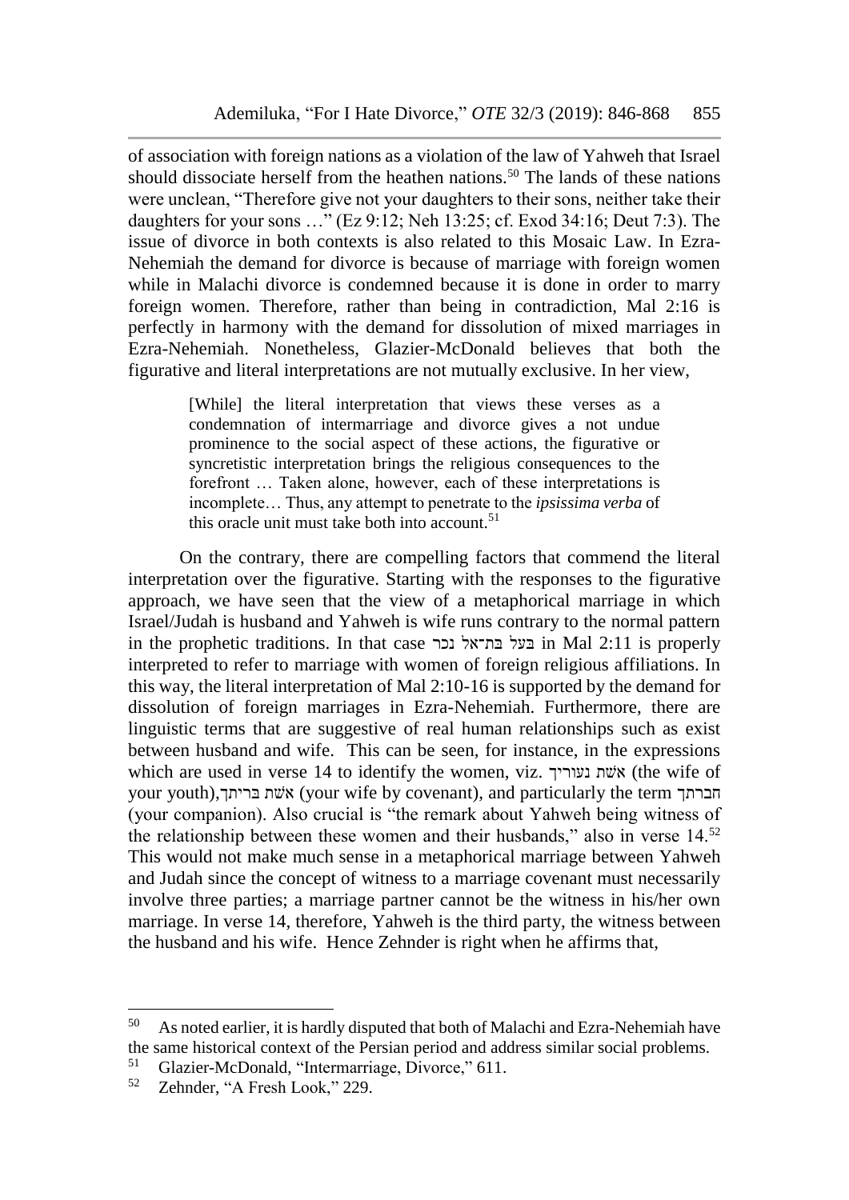of association with foreign nations as a violation of the law of Yahweh that Israel should dissociate herself from the heathen nations.[50] The lands of these nations were unclean, "Therefore give not your daughters to their sons, neither take their daughters for your sons …" (Ez 9:12; Neh 13:25; cf. Exod 34:16; Deut 7:3). The issue of divorce in both contexts is also related to this Mosaic Law. In Ezra-Nehemiah the demand for divorce is because of marriage with foreign women while in Malachi divorce is condemned because it is done in order to marry foreign women. Therefore, rather than being in contradiction, Mal 2:16 is perfectly in harmony with the demand for dissolution of mixed marriages in Ezra-Nehemiah. Nonetheless, Glazier-McDonald believes that both the figurative and literal interpretations are not mutually exclusive. In her view,

> [While] the literal interpretation that views these verses as a condemnation of intermarriage and divorce gives a not undue prominence to the social aspect of these actions, the figurative or syncretistic interpretation brings the religious consequences to the forefront … Taken alone, however, each of these interpretations is incomplete… Thus, any attempt to penetrate to the *ipsissima verba* of this oracle unit must take both into account.[51]

On the contrary, there are compelling factors that commend the literal interpretation over the figurative. Starting with the responses to the figurative approach, we have seen that the view of a metaphorical marriage in which Israel/Judah is husband and Yahweh is wife runs contrary to the normal pattern in the prophetic traditions. In that case בעל בת־אל נכר in Mal 2:11 is properly interpreted to refer to marriage with women of foreign religious affiliations. In this way, the literal interpretation of Mal 2:10-16 is supported by the demand for dissolution of foreign marriages in Ezra-Nehemiah. Furthermore, there are linguistic terms that are suggestive of real human relationships such as exist between husband and wife. This can be seen, for instance, in the expressions which are used in verse 14 to identify the women, viz. אשת נעוריך (the wife of your youth), אשת בריתך (your wife by covenant), and particularly the term חברתך (your companion). Also crucial is "the remark about Yahweh being witness of the relationship between these women and their husbands," also in verse 14.[52] This would not make much sense in a metaphorical marriage between Yahweh and Judah since the concept of witness to a marriage covenant must necessarily involve three parties; a marriage partner cannot be the witness in his/her own marriage. In verse 14, therefore, Yahweh is the third party, the witness between the husband and his wife. Hence Zehnder is right when he affirms that,

---

[50] As noted earlier, it is hardly disputed that both of Malachi and Ezra-Nehemiah have the same historical context of the Persian period and address similar social problems.

[51] Glazier-McDonald, "Intermarriage, Divorce," 611.

[52] Zehnder, "A Fresh Look," 229.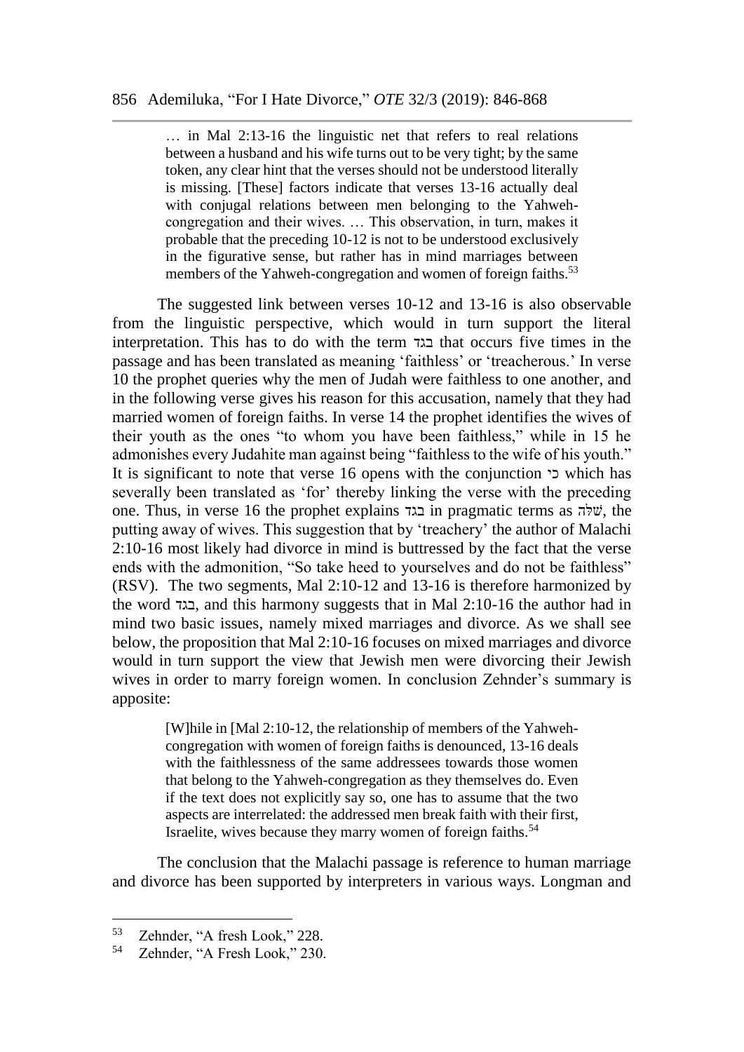> … in Mal 2:13-16 the linguistic net that refers to real relations between a husband and his wife turns out to be very tight; by the same token, any clear hint that the verses should not be understood literally is missing. [These] factors indicate that verses 13-16 actually deal with conjugal relations between men belonging to the Yahweh-congregation and their wives. … This observation, in turn, makes it probable that the preceding 10-12 is not to be understood exclusively in the figurative sense, but rather has in mind marriages between members of the Yahweh-congregation and women of foreign faiths.[53]

The suggested link between verses 10-12 and 13-16 is also observable from the linguistic perspective, which would in turn support the literal interpretation. This has to do with the term בגד that occurs five times in the passage and has been translated as meaning 'faithless' or 'treacherous.' In verse 10 the prophet queries why the men of Judah were faithless to one another, and in the following verse gives his reason for this accusation, namely that they had married women of foreign faiths. In verse 14 the prophet identifies the wives of their youth as the ones "to whom you have been faithless," while in 15 he admonishes every Judahite man against being "faithless to the wife of his youth." It is significant to note that verse 16 opens with the conjunction כי which has severally been translated as 'for' thereby linking the verse with the preceding one. Thus, in verse 16 the prophet explains בגד in pragmatic terms as שַׁלַּח, the putting away of wives. This suggestion that by 'treachery' the author of Malachi 2:10-16 most likely had divorce in mind is buttressed by the fact that the verse ends with the admonition, "So take heed to yourselves and do not be faithless" (RSV). The two segments, Mal 2:10-12 and 13-16 is therefore harmonized by the word בגד, and this harmony suggests that in Mal 2:10-16 the author had in mind two basic issues, namely mixed marriages and divorce. As we shall see below, the proposition that Mal 2:10-16 focuses on mixed marriages and divorce would in turn support the view that Jewish men were divorcing their Jewish wives in order to marry foreign women. In conclusion Zehnder's summary is apposite:

> [W]hile in [Mal 2:10-12, the relationship of members of the Yahweh-congregation with women of foreign faiths is denounced, 13-16 deals with the faithlessness of the same addressees towards those women that belong to the Yahweh-congregation as they themselves do. Even if the text does not explicitly say so, one has to assume that the two aspects are interrelated: the addressed men break faith with their first, Israelite, wives because they marry women of foreign faiths.[54]

The conclusion that the Malachi passage is reference to human marriage and divorce has been supported by interpreters in various ways. Longman and

---

[53] Zehnder, "A fresh Look," 228.

[54] Zehnder, "A Fresh Look," 230.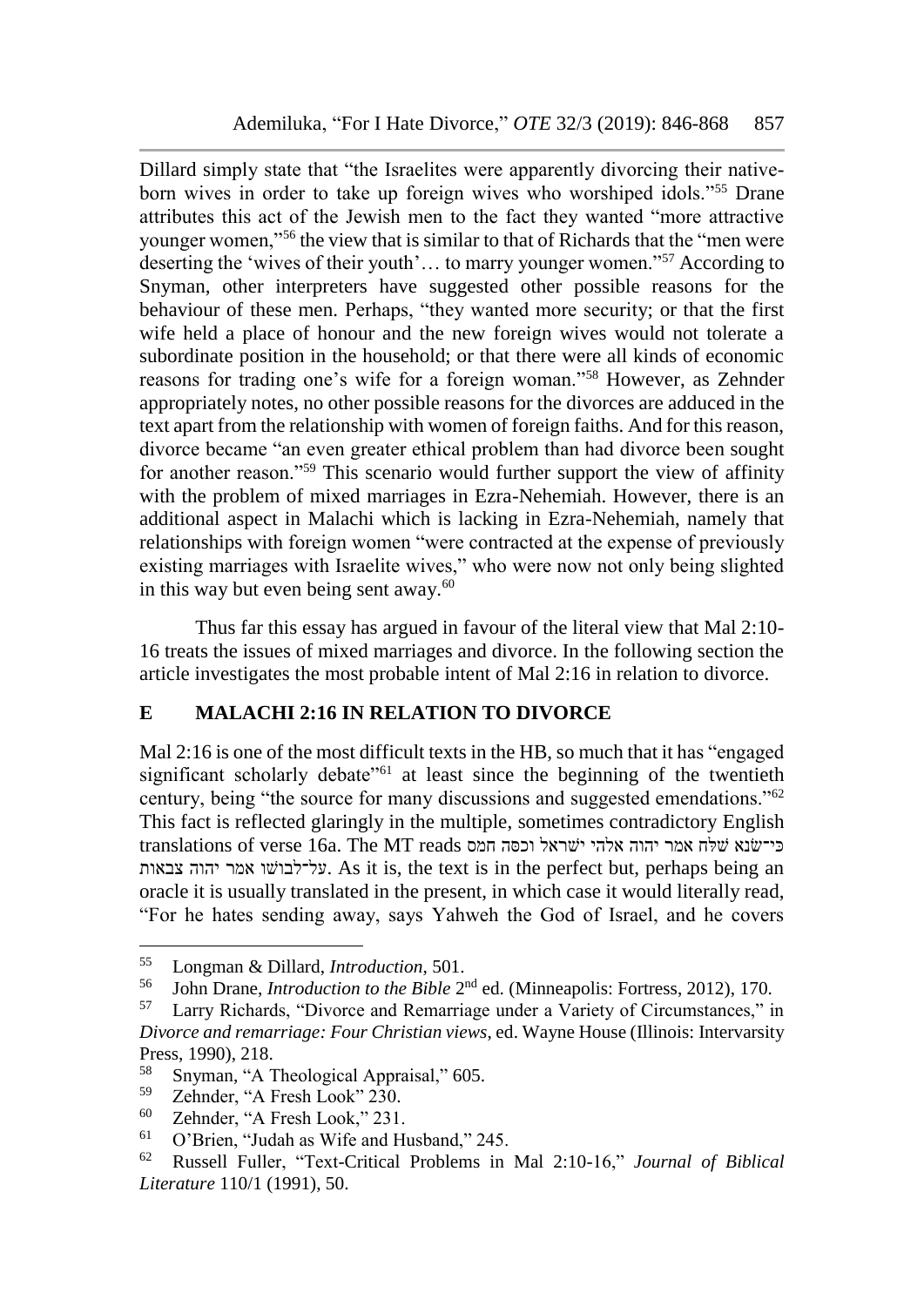Dillard simply state that "the Israelites were apparently divorcing their native-born wives in order to take up foreign wives who worshiped idols."[55] Drane attributes this act of the Jewish men to the fact they wanted "more attractive younger women,"[56] the view that is similar to that of Richards that the "men were deserting the 'wives of their youth'… to marry younger women."[57] According to Snyman, other interpreters have suggested other possible reasons for the behaviour of these men. Perhaps, "they wanted more security; or that the first wife held a place of honour and the new foreign wives would not tolerate a subordinate position in the household; or that there were all kinds of economic reasons for trading one's wife for a foreign woman."[58] However, as Zehnder appropriately notes, no other possible reasons for the divorces are adduced in the text apart from the relationship with women of foreign faiths. And for this reason, divorce became "an even greater ethical problem than had divorce been sought for another reason."[59] This scenario would further support the view of affinity with the problem of mixed marriages in Ezra-Nehemiah. However, there is an additional aspect in Malachi which is lacking in Ezra-Nehemiah, namely that relationships with foreign women "were contracted at the expense of previously existing marriages with Israelite wives," who were now not only being slighted in this way but even being sent away.[60]

Thus far this essay has argued in favour of the literal view that Mal 2:10-16 treats the issues of mixed marriages and divorce. In the following section the article investigates the most probable intent of Mal 2:16 in relation to divorce.

## E MALACHI 2:16 IN RELATION TO DIVORCE

Mal 2:16 is one of the most difficult texts in the HB, so much that it has "engaged significant scholarly debate"[61] at least since the beginning of the twentieth century, being "the source for many discussions and suggested emendations."[62] This fact is reflected glaringly in the multiple, sometimes contradictory English translations of verse 16a. The MT reads כִּי־שָׂנֵא שַׁלַּח אָמַר יהוה אֱלֹהֵי יִשְׂרָאֵל וְכִסָּה חָמָס עַל־לְבוּשׁוֹ אָמַר יהוה צְבָאוֹת. As it is, the text is in the perfect but, perhaps being an oracle it is usually translated in the present, in which case it would literally read, "For he hates sending away, says Yahweh the God of Israel, and he covers

---

[55] Longman & Dillard, *Introduction*, 501.

[56] John Drane, *Introduction to the Bible* 2nd ed. (Minneapolis: Fortress, 2012), 170.

[57] Larry Richards, "Divorce and Remarriage under a Variety of Circumstances," in *Divorce and remarriage: Four Christian views*, ed. Wayne House (Illinois: Intervarsity Press, 1990), 218.

[58] Snyman, "A Theological Appraisal," 605.

[59] Zehnder, "A Fresh Look" 230.

[60] Zehnder, "A Fresh Look," 231.

[61] O'Brien, "Judah as Wife and Husband," 245.

[62] Russell Fuller, "Text-Critical Problems in Mal 2:10-16," *Journal of Biblical Literature* 110/1 (1991), 50.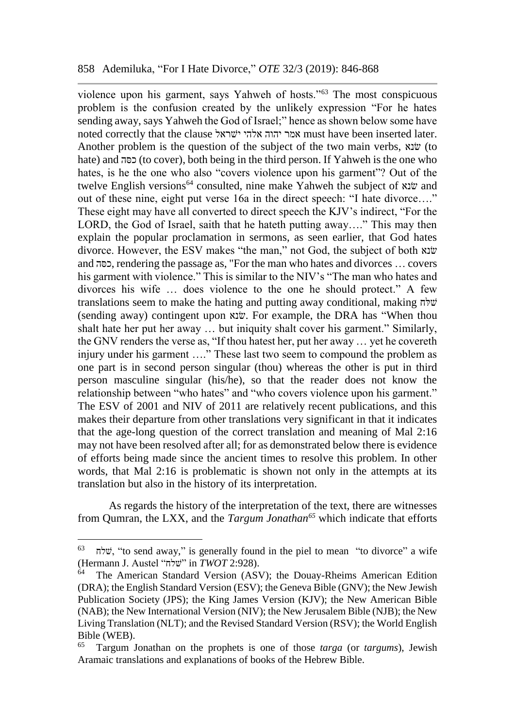violence upon his garment, says Yahweh of hosts."[63] The most conspicuous problem is the confusion created by the unlikely expression "For he hates sending away, says Yahweh the God of Israel;" hence as shown below some have noted correctly that the clause אמר יהוה אלהי ישראל must have been inserted later. Another problem is the question of the subject of the two main verbs, שׂנא (to hate) and כסה (to cover), both being in the third person. If Yahweh is the one who hates, is he the one who also "covers violence upon his garment"? Out of the twelve English versions[64] consulted, nine make Yahweh the subject of שׂנא and out of these nine, eight put verse 16a in the direct speech: "I hate divorce…." These eight may have all converted to direct speech the KJV's indirect, "For the LORD, the God of Israel, saith that he hateth putting away…." This may then explain the popular proclamation in sermons, as seen earlier, that God hates divorce. However, the ESV makes "the man," not God, the subject of both שׂנא and כסה, rendering the passage as, "For the man who hates and divorces … covers his garment with violence." This is similar to the NIV's "The man who hates and divorces his wife … does violence to the one he should protect." A few translations seem to make the hating and putting away conditional, making שׁלח (sending away) contingent upon שׂנא. For example, the DRA has "When thou shalt hate her put her away … but iniquity shalt cover his garment." Similarly, the GNV renders the verse as, "If thou hatest her, put her away … yet he covereth injury under his garment …." These last two seem to compound the problem as one part is in second person singular (thou) whereas the other is put in third person masculine singular (his/he), so that the reader does not know the relationship between "who hates" and "who covers violence upon his garment." The ESV of 2001 and NIV of 2011 are relatively recent publications, and this makes their departure from other translations very significant in that it indicates that the age-long question of the correct translation and meaning of Mal 2:16 may not have been resolved after all; for as demonstrated below there is evidence of efforts being made since the ancient times to resolve this problem. In other words, that Mal 2:16 is problematic is shown not only in the attempts at its translation but also in the history of its interpretation.

As regards the history of the interpretation of the text, there are witnesses from Qumran, the LXX, and the *Targum Jonathan*[65] which indicate that efforts

---

[63] שׁלח, "to send away," is generally found in the piel to mean "to divorce" a wife (Hermann J. Austel "שׁלח" in *TWOT* 2:928).

[64] The American Standard Version (ASV); the Douay-Rheims American Edition (DRA); the English Standard Version (ESV); the Geneva Bible (GNV); the New Jewish Publication Society (JPS); the King James Version (KJV); the New American Bible (NAB); the New International Version (NIV); the New Jerusalem Bible (NJB); the New Living Translation (NLT); and the Revised Standard Version (RSV); the World English Bible (WEB).

[65] Targum Jonathan on the prophets is one of those *targa* (or *targums*), Jewish Aramaic translations and explanations of books of the Hebrew Bible.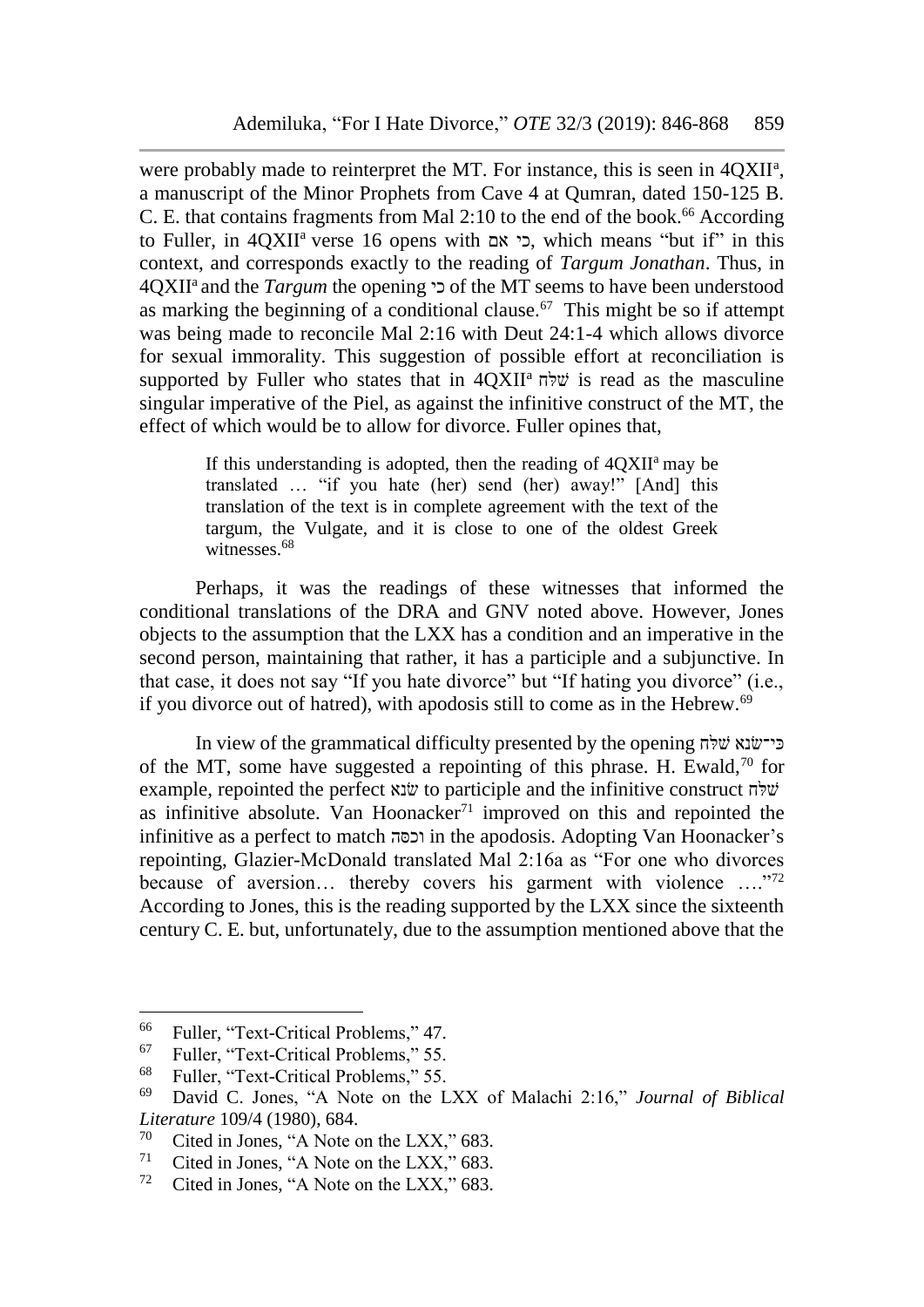were probably made to reinterpret the MT. For instance, this is seen in 4QXII[a], a manuscript of the Minor Prophets from Cave 4 at Qumran, dated 150-125 B. C. E. that contains fragments from Mal 2:10 to the end of the book.[66] According to Fuller, in 4QXII[a] verse 16 opens with כי אם, which means "but if" in this context, and corresponds exactly to the reading of *Targum Jonathan*. Thus, in 4QXII[a] and the *Targum* the opening כי of the MT seems to have been understood as marking the beginning of a conditional clause.[67] This might be so if attempt was being made to reconcile Mal 2:16 with Deut 24:1-4 which allows divorce for sexual immorality. This suggestion of possible effort at reconciliation is supported by Fuller who states that in 4QXII[a] שַׁלַּח is read as the masculine singular imperative of the Piel, as against the infinitive construct of the MT, the effect of which would be to allow for divorce. Fuller opines that,

> If this understanding is adopted, then the reading of 4QXII[a] may be translated … "if you hate (her) send (her) away!" [And] this translation of the text is in complete agreement with the text of the targum, the Vulgate, and it is close to one of the oldest Greek witnesses.[68]

Perhaps, it was the readings of these witnesses that informed the conditional translations of the DRA and GNV noted above. However, Jones objects to the assumption that the LXX has a condition and an imperative in the second person, maintaining that rather, it has a participle and a subjunctive. In that case, it does not say "If you hate divorce" but "If hating you divorce" (i.e., if you divorce out of hatred), with apodosis still to come as in the Hebrew.[69]

In view of the grammatical difficulty presented by the opening כִּי־שָׂנֵא שַׁלַּח of the MT, some have suggested a repointing of this phrase. H. Ewald,[70] for example, repointed the perfect שָׂנֵא to participle and the infinitive construct שַׁלַּח as infinitive absolute. Van Hoonacker[71] improved on this and repointed the infinitive as a perfect to match וכסה in the apodosis. Adopting Van Hoonacker's repointing, Glazier-McDonald translated Mal 2:16a as "For one who divorces because of aversion… thereby covers his garment with violence …."[72] According to Jones, this is the reading supported by the LXX since the sixteenth century C. E. but, unfortunately, due to the assumption mentioned above that the

---

[66] Fuller, "Text-Critical Problems," 47.

[67] Fuller, "Text-Critical Problems," 55.

[68] Fuller, "Text-Critical Problems," 55.

[69] David C. Jones, "A Note on the LXX of Malachi 2:16," *Journal of Biblical Literature* 109/4 (1980), 684.

[70] Cited in Jones, "A Note on the LXX," 683.

[71] Cited in Jones, "A Note on the LXX," 683.

[72] Cited in Jones, "A Note on the LXX," 683.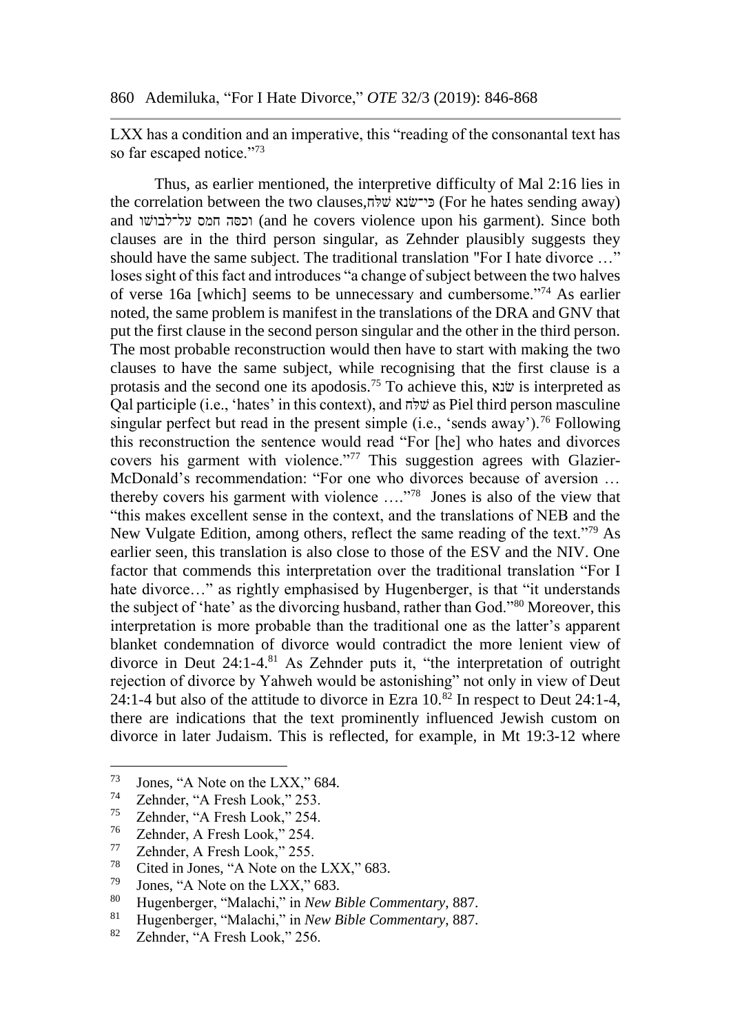LXX has a condition and an imperative, this "reading of the consonantal text has so far escaped notice."[73]

Thus, as earlier mentioned, the interpretive difficulty of Mal 2:16 lies in the correlation between the two clauses, כִּי־שָׂנֵא שַׁלַּח (For he hates sending away) and וכסה חמס על־לבושו (and he covers violence upon his garment). Since both clauses are in the third person singular, as Zehnder plausibly suggests they should have the same subject. The traditional translation "For I hate divorce …" loses sight of this fact and introduces "a change of subject between the two halves of verse 16a [which] seems to be unnecessary and cumbersome."[74] As earlier noted, the same problem is manifest in the translations of the DRA and GNV that put the first clause in the second person singular and the other in the third person. The most probable reconstruction would then have to start with making the two clauses to have the same subject, while recognising that the first clause is a protasis and the second one its apodosis.[75] To achieve this, שֹׂנֵא is interpreted as Qal participle (i.e., 'hates' in this context), and שִׁלַּח as Piel third person masculine singular perfect but read in the present simple (i.e., 'sends away').[76] Following this reconstruction the sentence would read "For [he] who hates and divorces covers his garment with violence."[77] This suggestion agrees with Glazier-McDonald's recommendation: "For one who divorces because of aversion … thereby covers his garment with violence …."[78] Jones is also of the view that "this makes excellent sense in the context, and the translations of NEB and the New Vulgate Edition, among others, reflect the same reading of the text."[79] As earlier seen, this translation is also close to those of the ESV and the NIV. One factor that commends this interpretation over the traditional translation "For I hate divorce…" as rightly emphasised by Hugenberger, is that "it understands the subject of 'hate' as the divorcing husband, rather than God."[80] Moreover, this interpretation is more probable than the traditional one as the latter's apparent blanket condemnation of divorce would contradict the more lenient view of divorce in Deut 24:1-4.[81] As Zehnder puts it, "the interpretation of outright rejection of divorce by Yahweh would be astonishing" not only in view of Deut 24:1-4 but also of the attitude to divorce in Ezra 10.[82] In respect to Deut 24:1-4, there are indications that the text prominently influenced Jewish custom on divorce in later Judaism. This is reflected, for example, in Mt 19:3-12 where

---

[73] Jones, "A Note on the LXX," 684.
[74] Zehnder, "A Fresh Look," 253.
[75] Zehnder, "A Fresh Look," 254.
[76] Zehnder, A Fresh Look," 254.
[77] Zehnder, A Fresh Look," 255.
[78] Cited in Jones, "A Note on the LXX," 683.
[79] Jones, "A Note on the LXX," 683.
[80] Hugenberger, "Malachi," in *New Bible Commentary*, 887.
[81] Hugenberger, "Malachi," in *New Bible Commentary*, 887.
[82] Zehnder, "A Fresh Look," 256.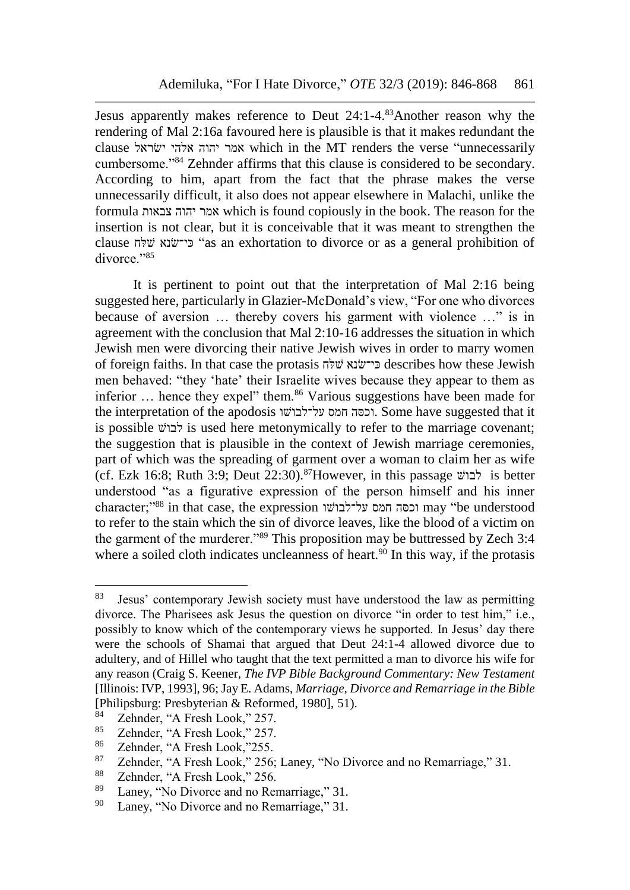Jesus apparently makes reference to Deut 24:1-4.[83]Another reason why the rendering of Mal 2:16a favoured here is plausible is that it makes redundant the clause אמר יהוה אלהי ישׂראל which in the MT renders the verse "unnecessarily cumbersome."[84] Zehnder affirms that this clause is considered to be secondary. According to him, apart from the fact that the phrase makes the verse unnecessarily difficult, it also does not appear elsewhere in Malachi, unlike the formula אמר יהוה צבאות which is found copiously in the book. The reason for the insertion is not clear, but it is conceivable that it was meant to strengthen the clause כי־שׂנא שׁלח "as an exhortation to divorce or as a general prohibition of divorce."[85]

It is pertinent to point out that the interpretation of Mal 2:16 being suggested here, particularly in Glazier-McDonald's view, "For one who divorces because of aversion … thereby covers his garment with violence …" is in agreement with the conclusion that Mal 2:10-16 addresses the situation in which Jewish men were divorcing their native Jewish wives in order to marry women of foreign faiths. In that case the protasis כי־שׂנא שׁלח describes how these Jewish men behaved: "they 'hate' their Israelite wives because they appear to them as inferior … hence they expel" them.[86] Various suggestions have been made for the interpretation of the apodosis וכסה חמס על־לבושו. Some have suggested that it is possible לבוש is used here metonymically to refer to the marriage covenant; the suggestion that is plausible in the context of Jewish marriage ceremonies, part of which was the spreading of garment over a woman to claim her as wife (cf. Ezk 16:8; Ruth 3:9; Deut 22:30).[87]However, in this passage לבוש is better understood "as a figurative expression of the person himself and his inner character;"[88] in that case, the expression וכסה חמס על־לבושו may "be understood to refer to the stain which the sin of divorce leaves, like the blood of a victim on the garment of the murderer."[89] This proposition may be buttressed by Zech 3:4 where a soiled cloth indicates uncleanness of heart.[90] In this way, if the protasis

---

[83] Jesus' contemporary Jewish society must have understood the law as permitting divorce. The Pharisees ask Jesus the question on divorce "in order to test him," i.e., possibly to know which of the contemporary views he supported. In Jesus' day there were the schools of Shamai that argued that Deut 24:1-4 allowed divorce due to adultery, and of Hillel who taught that the text permitted a man to divorce his wife for any reason (Craig S. Keener, *The IVP Bible Background Commentary: New Testament* [Illinois: IVP, 1993], 96; Jay E. Adams, *Marriage, Divorce and Remarriage in the Bible* [Philipsburg: Presbyterian & Reformed, 1980], 51).

[84] Zehnder, "A Fresh Look," 257.

[85] Zehnder, "A Fresh Look," 257.

[86] Zehnder, "A Fresh Look,"255.

[87] Zehnder, "A Fresh Look," 256; Laney, "No Divorce and no Remarriage," 31.

[88] Zehnder, "A Fresh Look," 256.

[89] Laney, "No Divorce and no Remarriage," 31.

[90] Laney, "No Divorce and no Remarriage," 31.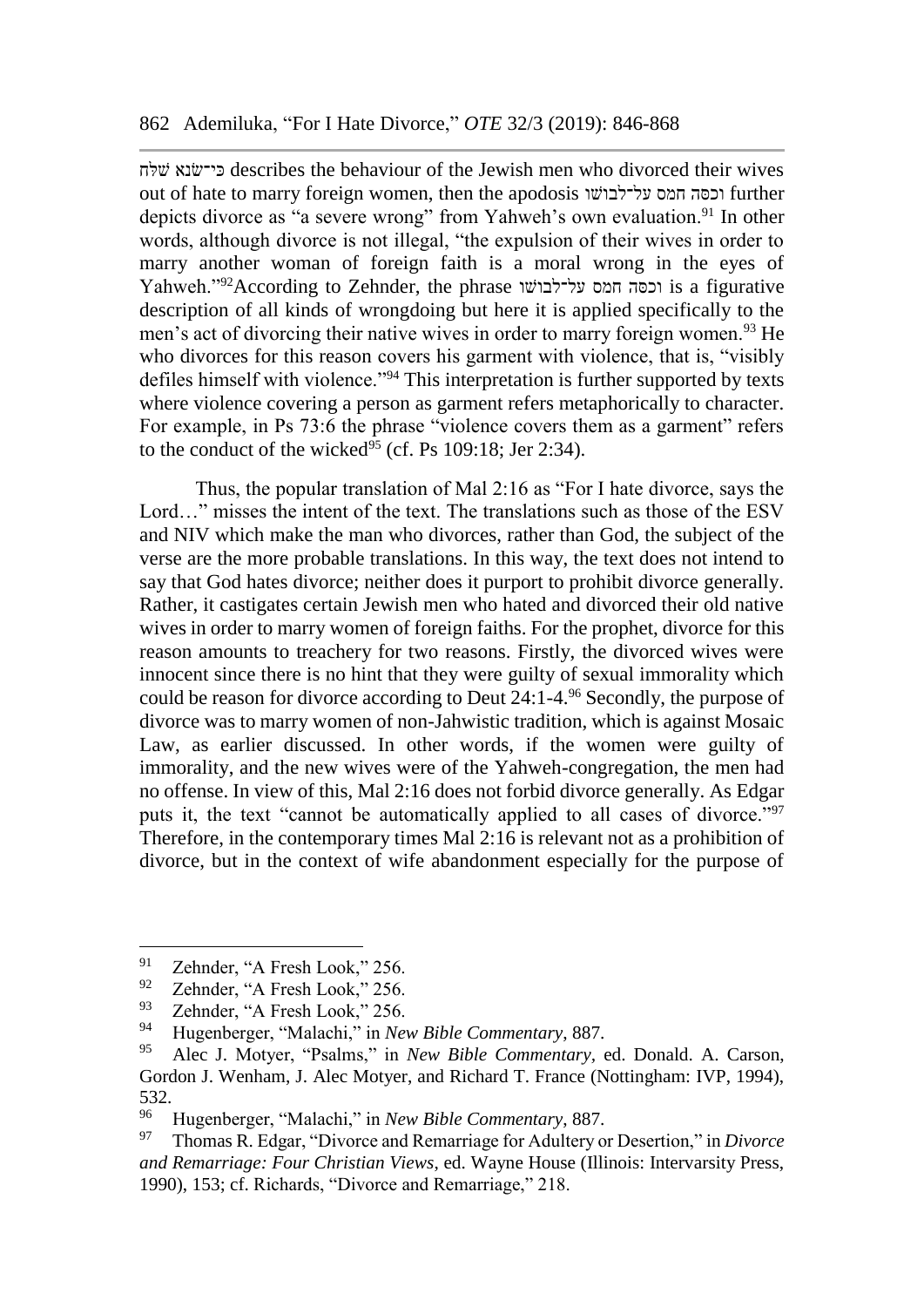כי־שׂנא שׁלח describes the behaviour of the Jewish men who divorced their wives out of hate to marry foreign women, then the apodosis וכסה חמס על־לבושׁו further depicts divorce as "a severe wrong" from Yahweh's own evaluation.[91] In other words, although divorce is not illegal, "the expulsion of their wives in order to marry another woman of foreign faith is a moral wrong in the eyes of Yahweh."[92]According to Zehnder, the phrase וכסה חמס על־לבושׁו is a figurative description of all kinds of wrongdoing but here it is applied specifically to the men's act of divorcing their native wives in order to marry foreign women.[93] He who divorces for this reason covers his garment with violence, that is, "visibly defiles himself with violence."[94] This interpretation is further supported by texts where violence covering a person as garment refers metaphorically to character. For example, in Ps 73:6 the phrase "violence covers them as a garment" refers to the conduct of the wicked[95] (cf. Ps 109:18; Jer 2:34).

Thus, the popular translation of Mal 2:16 as "For I hate divorce, says the Lord…" misses the intent of the text. The translations such as those of the ESV and NIV which make the man who divorces, rather than God, the subject of the verse are the more probable translations. In this way, the text does not intend to say that God hates divorce; neither does it purport to prohibit divorce generally. Rather, it castigates certain Jewish men who hated and divorced their old native wives in order to marry women of foreign faiths. For the prophet, divorce for this reason amounts to treachery for two reasons. Firstly, the divorced wives were innocent since there is no hint that they were guilty of sexual immorality which could be reason for divorce according to Deut 24:1-4.[96] Secondly, the purpose of divorce was to marry women of non-Jahwistic tradition, which is against Mosaic Law, as earlier discussed. In other words, if the women were guilty of immorality, and the new wives were of the Yahweh-congregation, the men had no offense. In view of this, Mal 2:16 does not forbid divorce generally. As Edgar puts it, the text "cannot be automatically applied to all cases of divorce."[97] Therefore, in the contemporary times Mal 2:16 is relevant not as a prohibition of divorce, but in the context of wife abandonment especially for the purpose of

---

[91] Zehnder, "A Fresh Look," 256.

[92] Zehnder, "A Fresh Look," 256.

[93] Zehnder, "A Fresh Look," 256.

[94] Hugenberger, "Malachi," in *New Bible Commentary*, 887.

[95] Alec J. Motyer, "Psalms," in *New Bible Commentary*, ed. Donald. A. Carson, Gordon J. Wenham, J. Alec Motyer, and Richard T. France (Nottingham: IVP, 1994), 532.

[96] Hugenberger, "Malachi," in *New Bible Commentary*, 887.

[97] Thomas R. Edgar, "Divorce and Remarriage for Adultery or Desertion," in *Divorce and Remarriage: Four Christian Views*, ed. Wayne House (Illinois: Intervarsity Press, 1990), 153; cf. Richards, "Divorce and Remarriage," 218.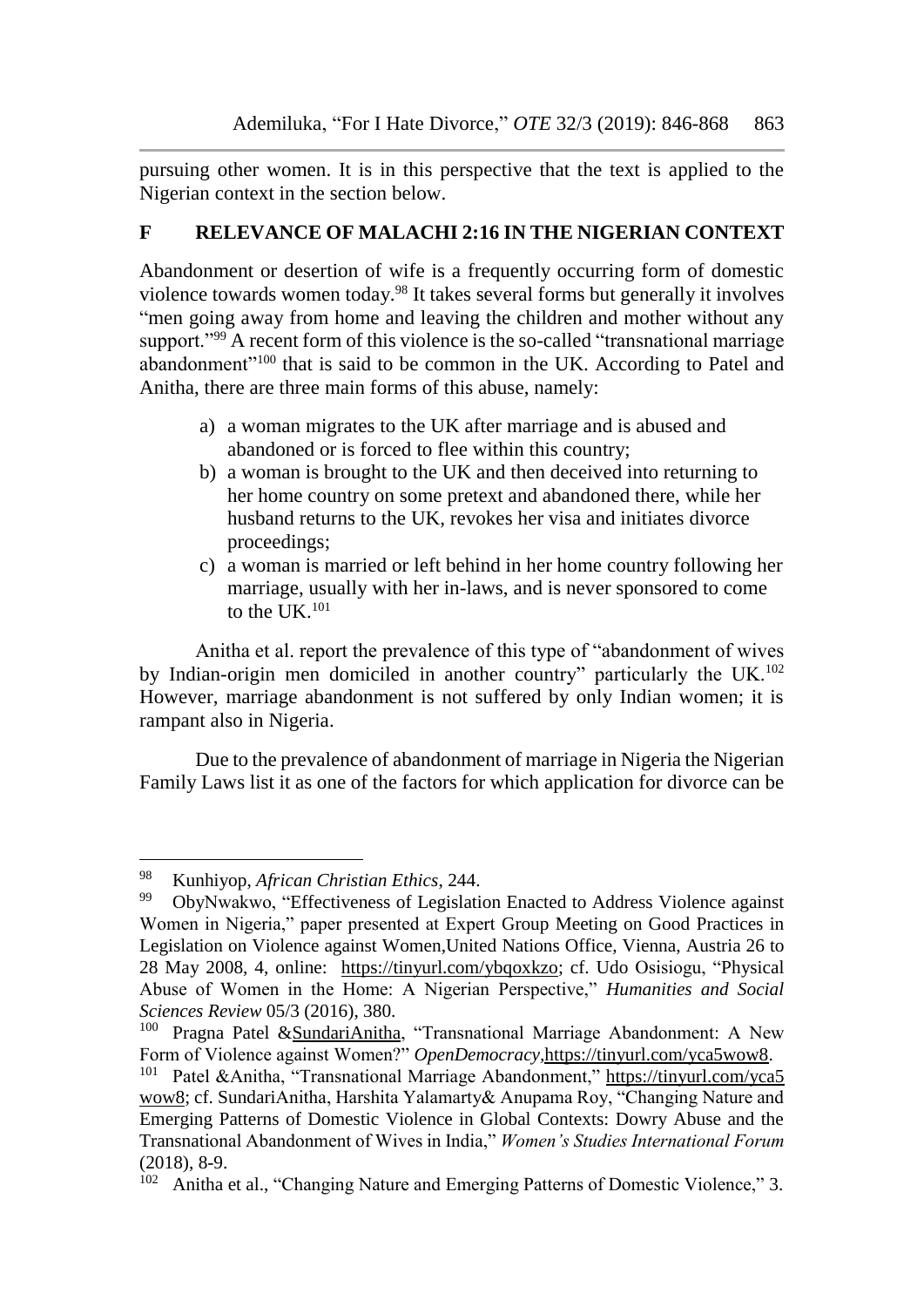pursuing other women. It is in this perspective that the text is applied to the Nigerian context in the section below.

## F RELEVANCE OF MALACHI 2:16 IN THE NIGERIAN CONTEXT

Abandonment or desertion of wife is a frequently occurring form of domestic violence towards women today.[98] It takes several forms but generally it involves "men going away from home and leaving the children and mother without any support."[99] A recent form of this violence is the so-called "transnational marriage abandonment"[100] that is said to be common in the UK. According to Patel and Anitha, there are three main forms of this abuse, namely:

a) a woman migrates to the UK after marriage and is abused and abandoned or is forced to flee within this country;
b) a woman is brought to the UK and then deceived into returning to her home country on some pretext and abandoned there, while her husband returns to the UK, revokes her visa and initiates divorce proceedings;
c) a woman is married or left behind in her home country following her marriage, usually with her in-laws, and is never sponsored to come to the UK.[101]

Anitha et al. report the prevalence of this type of "abandonment of wives by Indian-origin men domiciled in another country" particularly the UK.[102] However, marriage abandonment is not suffered by only Indian women; it is rampant also in Nigeria.

Due to the prevalence of abandonment of marriage in Nigeria the Nigerian Family Laws list it as one of the factors for which application for divorce can be

---

[98] Kunhiyop, *African Christian Ethics*, 244.

[99] ObyNwakwo, "Effectiveness of Legislation Enacted to Address Violence against Women in Nigeria," paper presented at Expert Group Meeting on Good Practices in Legislation on Violence against Women,United Nations Office, Vienna, Austria 26 to 28 May 2008, 4, online: https://tinyurl.com/ybqoxkzo; cf. Udo Osisiogu, "Physical Abuse of Women in the Home: A Nigerian Perspective," *Humanities and Social Sciences Review* 05/3 (2016), 380.

[100] Pragna Patel &SundariAnitha, "Transnational Marriage Abandonment: A New Form of Violence against Women?" *OpenDemocracy*,https://tinyurl.com/yca5wow8.

[101] Patel &Anitha, "Transnational Marriage Abandonment," https://tinyurl.com/yca5wow8; cf. SundariAnitha, Harshita Yalamarty& Anupama Roy, "Changing Nature and Emerging Patterns of Domestic Violence in Global Contexts: Dowry Abuse and the Transnational Abandonment of Wives in India," *Women's Studies International Forum* (2018), 8-9.

[102] Anitha et al., "Changing Nature and Emerging Patterns of Domestic Violence," 3.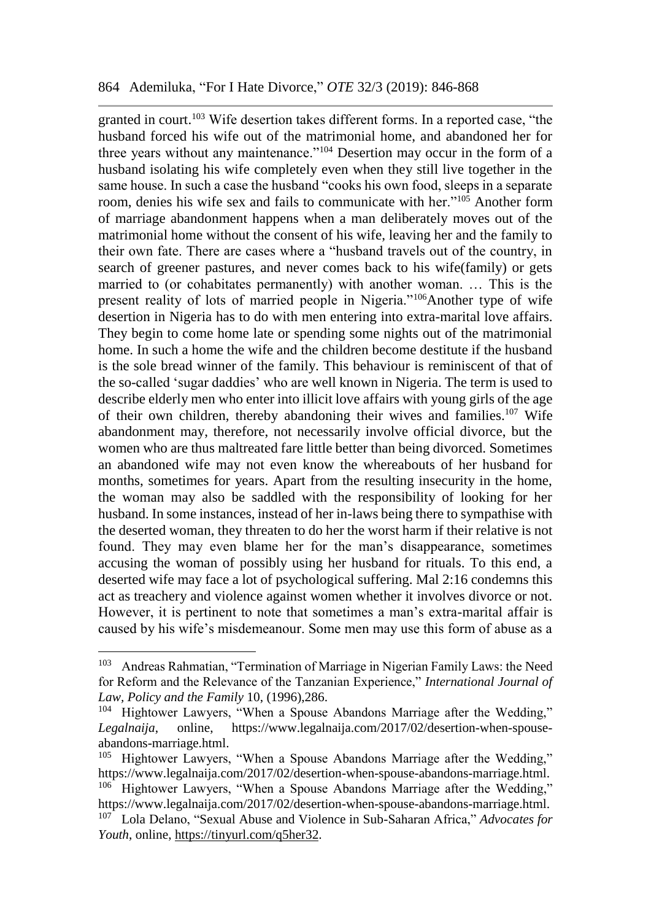granted in court.[103] Wife desertion takes different forms. In a reported case, "the husband forced his wife out of the matrimonial home, and abandoned her for three years without any maintenance."[104] Desertion may occur in the form of a husband isolating his wife completely even when they still live together in the same house. In such a case the husband "cooks his own food, sleeps in a separate room, denies his wife sex and fails to communicate with her."[105] Another form of marriage abandonment happens when a man deliberately moves out of the matrimonial home without the consent of his wife, leaving her and the family to their own fate. There are cases where a "husband travels out of the country, in search of greener pastures, and never comes back to his wife(family) or gets married to (or cohabitates permanently) with another woman. … This is the present reality of lots of married people in Nigeria."[106]Another type of wife desertion in Nigeria has to do with men entering into extra-marital love affairs. They begin to come home late or spending some nights out of the matrimonial home. In such a home the wife and the children become destitute if the husband is the sole bread winner of the family. This behaviour is reminiscent of that of the so-called 'sugar daddies' who are well known in Nigeria. The term is used to describe elderly men who enter into illicit love affairs with young girls of the age of their own children, thereby abandoning their wives and families.[107] Wife abandonment may, therefore, not necessarily involve official divorce, but the women who are thus maltreated fare little better than being divorced. Sometimes an abandoned wife may not even know the whereabouts of her husband for months, sometimes for years. Apart from the resulting insecurity in the home, the woman may also be saddled with the responsibility of looking for her husband. In some instances, instead of her in-laws being there to sympathise with the deserted woman, they threaten to do her the worst harm if their relative is not found. They may even blame her for the man's disappearance, sometimes accusing the woman of possibly using her husband for rituals. To this end, a deserted wife may face a lot of psychological suffering. Mal 2:16 condemns this act as treachery and violence against women whether it involves divorce or not. However, it is pertinent to note that sometimes a man's extra-marital affair is caused by his wife's misdemeanour. Some men may use this form of abuse as a

---

[103] Andreas Rahmatian, "Termination of Marriage in Nigerian Family Laws: the Need for Reform and the Relevance of the Tanzanian Experience," *International Journal of Law, Policy and the Family* 10, (1996),286.

[104] Hightower Lawyers, "When a Spouse Abandons Marriage after the Wedding," *Legalnaija*, online, https://www.legalnaija.com/2017/02/desertion-when-spouse-abandons-marriage.html.

[105] Hightower Lawyers, "When a Spouse Abandons Marriage after the Wedding," https://www.legalnaija.com/2017/02/desertion-when-spouse-abandons-marriage.html.

[106] Hightower Lawyers, "When a Spouse Abandons Marriage after the Wedding," https://www.legalnaija.com/2017/02/desertion-when-spouse-abandons-marriage.html.

[107] Lola Delano, "Sexual Abuse and Violence in Sub-Saharan Africa," *Advocates for Youth*, online, https://tinyurl.com/q5her32.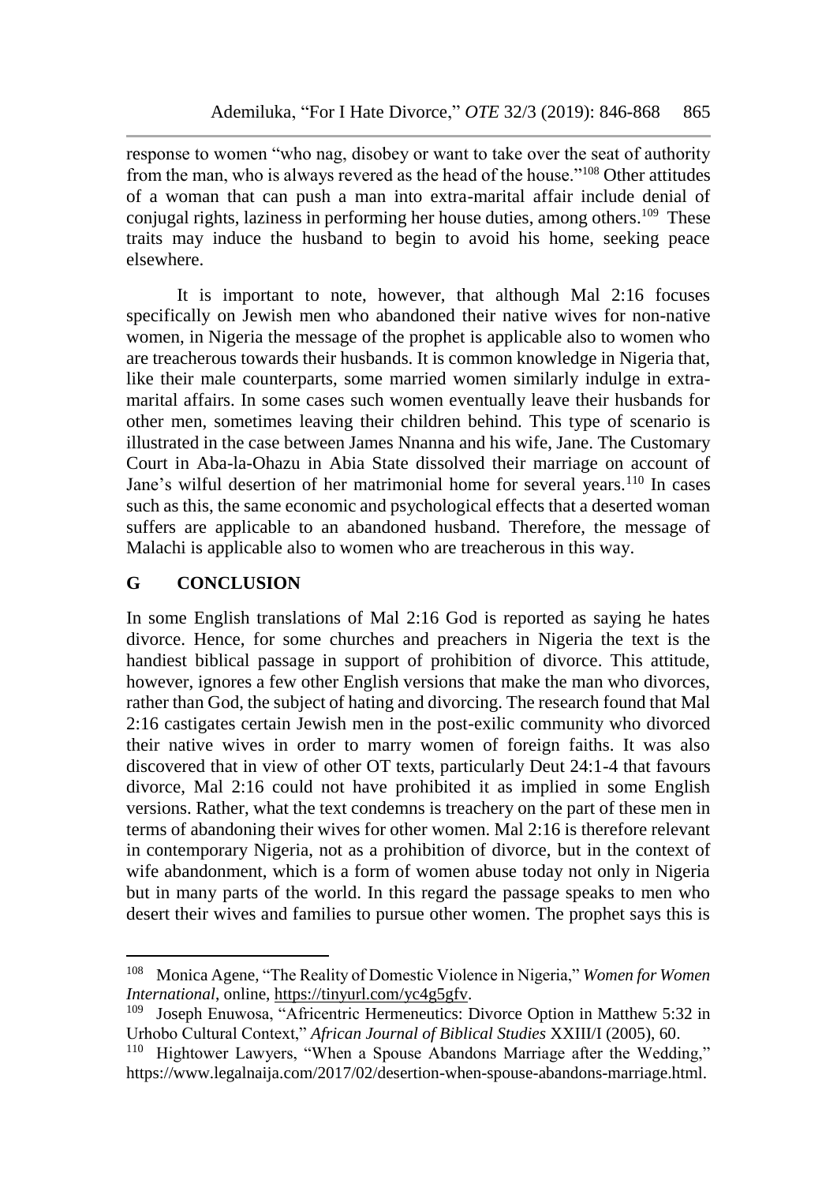response to women "who nag, disobey or want to take over the seat of authority from the man, who is always revered as the head of the house."[108] Other attitudes of a woman that can push a man into extra-marital affair include denial of conjugal rights, laziness in performing her house duties, among others.[109] These traits may induce the husband to begin to avoid his home, seeking peace elsewhere.

It is important to note, however, that although Mal 2:16 focuses specifically on Jewish men who abandoned their native wives for non-native women, in Nigeria the message of the prophet is applicable also to women who are treacherous towards their husbands. It is common knowledge in Nigeria that, like their male counterparts, some married women similarly indulge in extra-marital affairs. In some cases such women eventually leave their husbands for other men, sometimes leaving their children behind. This type of scenario is illustrated in the case between James Nnanna and his wife, Jane. The Customary Court in Aba-la-Ohazu in Abia State dissolved their marriage on account of Jane's wilful desertion of her matrimonial home for several years.[110] In cases such as this, the same economic and psychological effects that a deserted woman suffers are applicable to an abandoned husband. Therefore, the message of Malachi is applicable also to women who are treacherous in this way.

## G CONCLUSION

In some English translations of Mal 2:16 God is reported as saying he hates divorce. Hence, for some churches and preachers in Nigeria the text is the handiest biblical passage in support of prohibition of divorce. This attitude, however, ignores a few other English versions that make the man who divorces, rather than God, the subject of hating and divorcing. The research found that Mal 2:16 castigates certain Jewish men in the post-exilic community who divorced their native wives in order to marry women of foreign faiths. It was also discovered that in view of other OT texts, particularly Deut 24:1-4 that favours divorce, Mal 2:16 could not have prohibited it as implied in some English versions. Rather, what the text condemns is treachery on the part of these men in terms of abandoning their wives for other women. Mal 2:16 is therefore relevant in contemporary Nigeria, not as a prohibition of divorce, but in the context of wife abandonment, which is a form of women abuse today not only in Nigeria but in many parts of the world. In this regard the passage speaks to men who desert their wives and families to pursue other women. The prophet says this is

---

[108] Monica Agene, "The Reality of Domestic Violence in Nigeria," *Women for Women International*, online, https://tinyurl.com/yc4g5gfv.

[109] Joseph Enuwosa, "Africentric Hermeneutics: Divorce Option in Matthew 5:32 in Urhobo Cultural Context," *African Journal of Biblical Studies* XXIII/I (2005), 60.

[110] Hightower Lawyers, "When a Spouse Abandons Marriage after the Wedding," https://www.legalnaija.com/2017/02/desertion-when-spouse-abandons-marriage.html.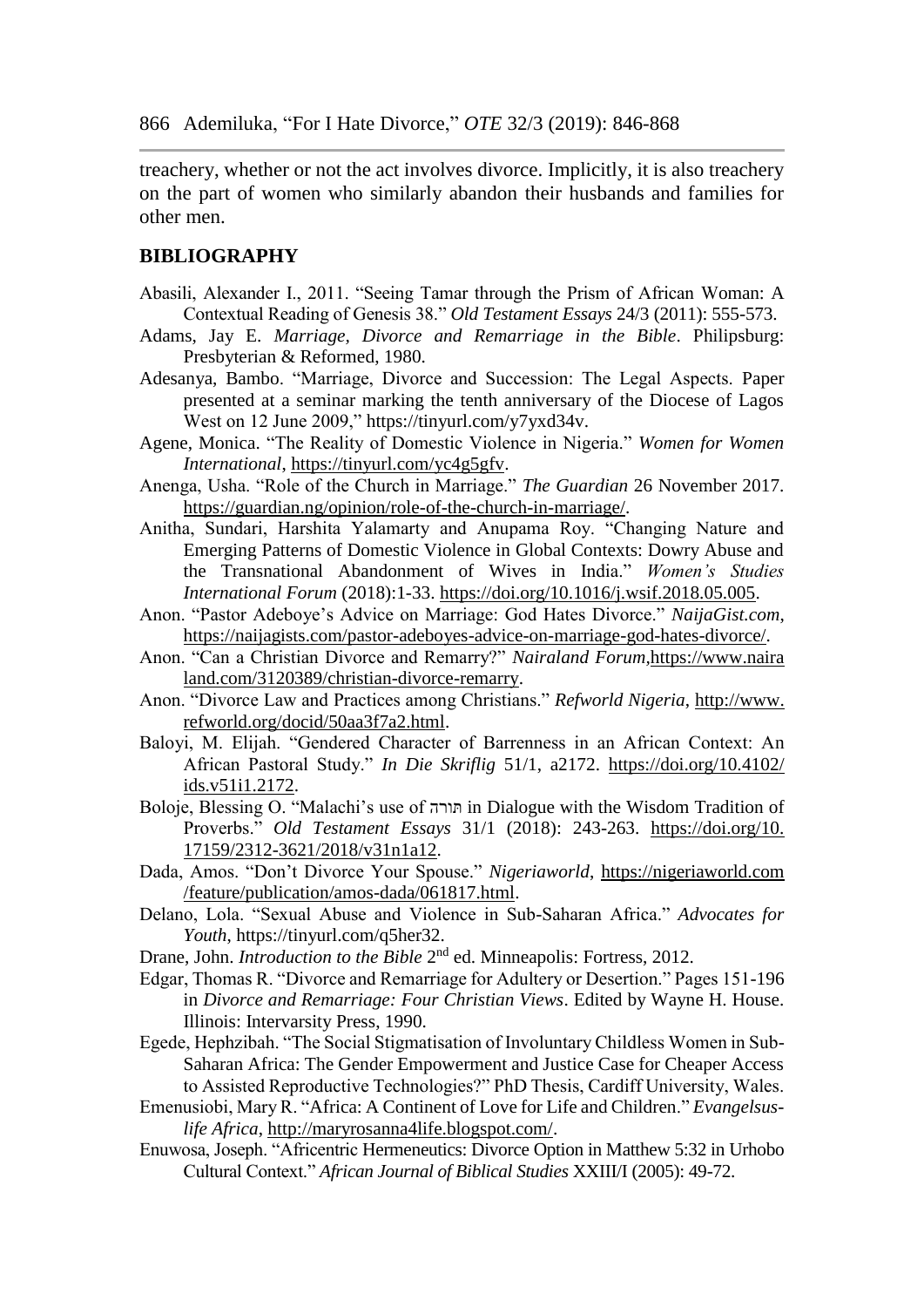treachery, whether or not the act involves divorce. Implicitly, it is also treachery on the part of women who similarly abandon their husbands and families for other men.

## BIBLIOGRAPHY

Abasili, Alexander I., 2011. "Seeing Tamar through the Prism of African Woman: A Contextual Reading of Genesis 38." *Old Testament Essays* 24/3 (2011): 555-573.

Adams, Jay E. *Marriage, Divorce and Remarriage in the Bible*. Philipsburg: Presbyterian & Reformed, 1980.

Adesanya, Bambo. "Marriage, Divorce and Succession: The Legal Aspects. Paper presented at a seminar marking the tenth anniversary of the Diocese of Lagos West on 12 June 2009," https://tinyurl.com/y7yxd34v.

Agene, Monica. "The Reality of Domestic Violence in Nigeria." *Women for Women International*, https://tinyurl.com/yc4g5gfv.

Anenga, Usha. "Role of the Church in Marriage." *The Guardian* 26 November 2017. https://guardian.ng/opinion/role-of-the-church-in-marriage/.

Anitha, Sundari, Harshita Yalamarty and Anupama Roy. "Changing Nature and Emerging Patterns of Domestic Violence in Global Contexts: Dowry Abuse and the Transnational Abandonment of Wives in India." *Women's Studies International Forum* (2018):1-33. https://doi.org/10.1016/j.wsif.2018.05.005.

Anon. "Pastor Adeboye's Advice on Marriage: God Hates Divorce." *NaijaGist.com*, https://naijagists.com/pastor-adeboyes-advice-on-marriage-god-hates-divorce/.

Anon. "Can a Christian Divorce and Remarry?" *Nairaland Forum*,https://www.nairaland.com/3120389/christian-divorce-remarry.

Anon. "Divorce Law and Practices among Christians." *Refworld Nigeria*, http://www.refworld.org/docid/50aa3f7a2.html.

Baloyi, M. Elijah. "Gendered Character of Barrenness in an African Context: An African Pastoral Study." *In Die Skriflig* 51/1, a2172. https://doi.org/10.4102/ids.v51i1.2172.

Boloje, Blessing O. "Malachi's use of תורה in Dialogue with the Wisdom Tradition of Proverbs." *Old Testament Essays* 31/1 (2018): 243-263. https://doi.org/10.17159/2312-3621/2018/v31n1a12.

Dada, Amos. "Don't Divorce Your Spouse." *Nigeriaworld*, https://nigeriaworld.com/feature/publication/amos-dada/061817.html.

Delano, Lola. "Sexual Abuse and Violence in Sub-Saharan Africa." *Advocates for Youth*, https://tinyurl.com/q5her32.

Drane, John. *Introduction to the Bible* 2nd ed. Minneapolis: Fortress, 2012.

Edgar, Thomas R. "Divorce and Remarriage for Adultery or Desertion." Pages 151-196 in *Divorce and Remarriage: Four Christian Views*. Edited by Wayne H. House. Illinois: Intervarsity Press, 1990.

Egede, Hephzibah. "The Social Stigmatisation of Involuntary Childless Women in Sub-Saharan Africa: The Gender Empowerment and Justice Case for Cheaper Access to Assisted Reproductive Technologies?" PhD Thesis, Cardiff University, Wales.

Emenusiobi, Mary R. "Africa: A Continent of Love for Life and Children." *Evangelsus-life Africa*, http://maryrosanna4life.blogspot.com/.

Enuwosa, Joseph. "Africentric Hermeneutics: Divorce Option in Matthew 5:32 in Urhobo Cultural Context." *African Journal of Biblical Studies* XXIII/I (2005): 49-72.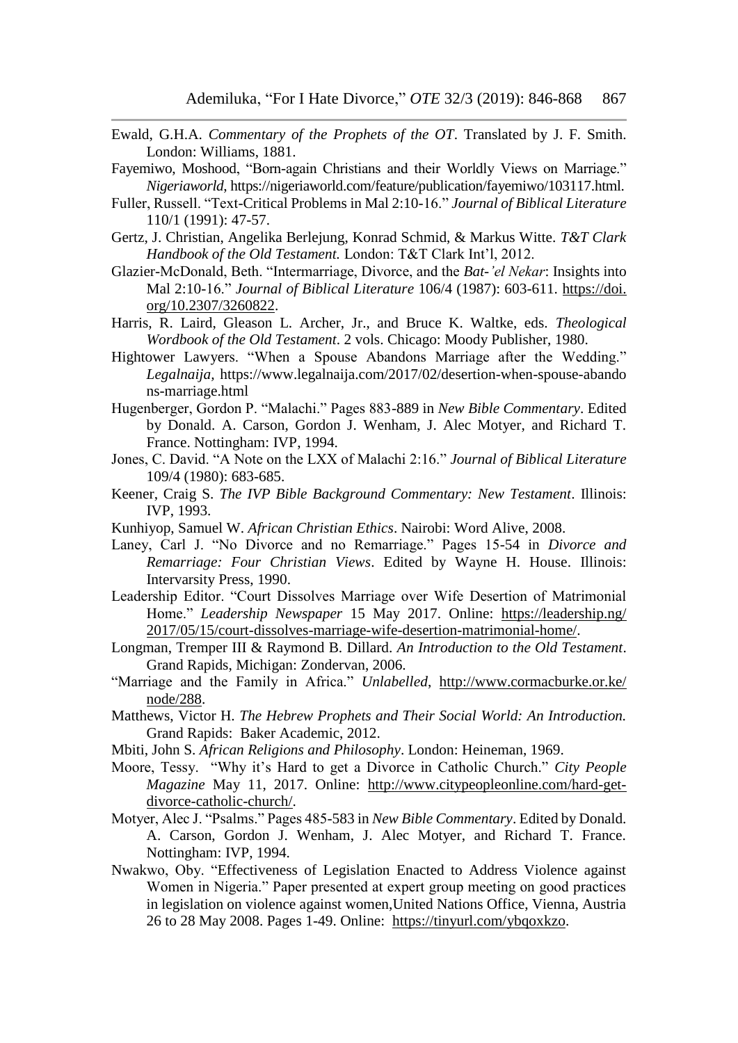Ewald, G.H.A. *Commentary of the Prophets of the OT*. Translated by J. F. Smith. London: Williams, 1881.

Fayemiwo, Moshood, "Born-again Christians and their Worldly Views on Marriage." *Nigeriaworld*, https://nigeriaworld.com/feature/publication/fayemiwo/103117.html.

Fuller, Russell. "Text-Critical Problems in Mal 2:10-16." *Journal of Biblical Literature* 110/1 (1991): 47-57.

Gertz, J. Christian, Angelika Berlejung, Konrad Schmid, & Markus Witte. *T&T Clark Handbook of the Old Testament.* London: T&T Clark Int'l, 2012.

Glazier-McDonald, Beth. "Intermarriage, Divorce, and the *Bat-'el Nekar*: Insights into Mal 2:10-16." *Journal of Biblical Literature* 106/4 (1987): 603-611. https://doi.org/10.2307/3260822.

Harris, R. Laird, Gleason L. Archer, Jr., and Bruce K. Waltke, eds. *Theological Wordbook of the Old Testament*. 2 vols. Chicago: Moody Publisher, 1980.

Hightower Lawyers. "When a Spouse Abandons Marriage after the Wedding." *Legalnaija,* https://www.legalnaija.com/2017/02/desertion-when-spouse-abandons-marriage.html

Hugenberger, Gordon P. "Malachi." Pages 883-889 in *New Bible Commentary*. Edited by Donald. A. Carson, Gordon J. Wenham, J. Alec Motyer, and Richard T. France. Nottingham: IVP, 1994.

Jones, C. David. "A Note on the LXX of Malachi 2:16." *Journal of Biblical Literature* 109/4 (1980): 683-685.

Keener, Craig S. *The IVP Bible Background Commentary: New Testament*. Illinois: IVP, 1993.

Kunhiyop, Samuel W. *African Christian Ethics*. Nairobi: Word Alive, 2008.

Laney, Carl J. "No Divorce and no Remarriage." Pages 15-54 in *Divorce and Remarriage: Four Christian Views*. Edited by Wayne H. House. Illinois: Intervarsity Press, 1990.

Leadership Editor. "Court Dissolves Marriage over Wife Desertion of Matrimonial Home." *Leadership Newspaper* 15 May 2017. Online: https://leadership.ng/2017/05/15/court-dissolves-marriage-wife-desertion-matrimonial-home/.

Longman, Tremper III & Raymond B. Dillard. *An Introduction to the Old Testament*. Grand Rapids, Michigan: Zondervan, 2006.

"Marriage and the Family in Africa." *Unlabelled*, http://www.cormacburke.or.ke/node/288.

Matthews, Victor H. *The Hebrew Prophets and Their Social World: An Introduction.* Grand Rapids: Baker Academic, 2012.

Mbiti, John S. *African Religions and Philosophy*. London: Heineman, 1969.

Moore, Tessy. "Why it's Hard to get a Divorce in Catholic Church." *City People Magazine* May 11, 2017. Online: http://www.citypeopleonline.com/hard-get-divorce-catholic-church/.

Motyer, Alec J. "Psalms." Pages 485-583 in *New Bible Commentary*. Edited by Donald. A. Carson, Gordon J. Wenham, J. Alec Motyer, and Richard T. France. Nottingham: IVP, 1994.

Nwakwo, Oby. "Effectiveness of Legislation Enacted to Address Violence against Women in Nigeria." Paper presented at expert group meeting on good practices in legislation on violence against women,United Nations Office, Vienna, Austria 26 to 28 May 2008. Pages 1-49. Online: https://tinyurl.com/ybqoxkzo.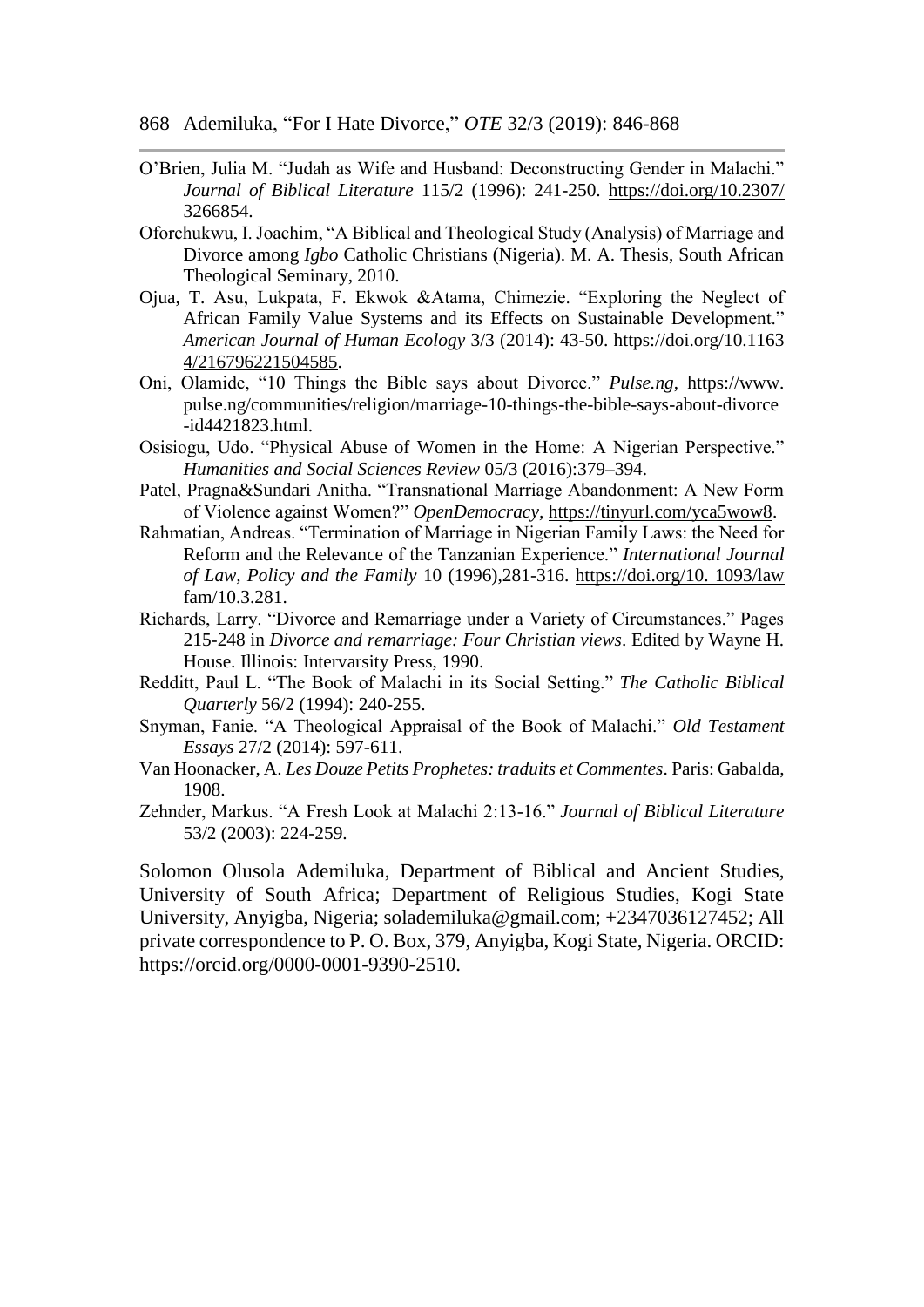O'Brien, Julia M. "Judah as Wife and Husband: Deconstructing Gender in Malachi." *Journal of Biblical Literature* 115/2 (1996): 241-250. https://doi.org/10.2307/3266854.

Oforchukwu, I. Joachim, "A Biblical and Theological Study (Analysis) of Marriage and Divorce among *Igbo* Catholic Christians (Nigeria). M. A. Thesis, South African Theological Seminary, 2010.

Ojua, T. Asu, Lukpata, F. Ekwok &Atama, Chimezie. "Exploring the Neglect of African Family Value Systems and its Effects on Sustainable Development." *American Journal of Human Ecology* 3/3 (2014): 43-50. https://doi.org/10.11634/216796221504585.

Oni, Olamide, "10 Things the Bible says about Divorce." *Pulse.ng*, https://www.pulse.ng/communities/religion/marriage-10-things-the-bible-says-about-divorce-id4421823.html.

Osisiogu, Udo. "Physical Abuse of Women in the Home: A Nigerian Perspective." *Humanities and Social Sciences Review* 05/3 (2016):379–394.

Patel, Pragna&Sundari Anitha. "Transnational Marriage Abandonment: A New Form of Violence against Women?" *OpenDemocracy*, https://tinyurl.com/yca5wow8.

Rahmatian, Andreas. "Termination of Marriage in Nigerian Family Laws: the Need for Reform and the Relevance of the Tanzanian Experience." *International Journal of Law, Policy and the Family* 10 (1996),281-316. https://doi.org/10. 1093/lawfam/10.3.281.

Richards, Larry. "Divorce and Remarriage under a Variety of Circumstances." Pages 215-248 in *Divorce and remarriage: Four Christian views*. Edited by Wayne H. House. Illinois: Intervarsity Press, 1990.

Redditt, Paul L. "The Book of Malachi in its Social Setting." *The Catholic Biblical Quarterly* 56/2 (1994): 240-255.

Snyman, Fanie. "A Theological Appraisal of the Book of Malachi." *Old Testament Essays* 27/2 (2014): 597-611.

Van Hoonacker, A. *Les Douze Petits Prophetes: traduits et Commentes*. Paris: Gabalda, 1908.

Zehnder, Markus. "A Fresh Look at Malachi 2:13-16." *Journal of Biblical Literature* 53/2 (2003): 224-259.

Solomon Olusola Ademiluka, Department of Biblical and Ancient Studies, University of South Africa; Department of Religious Studies, Kogi State University, Anyigba, Nigeria; solademiluka@gmail.com; +2347036127452; All private correspondence to P. O. Box, 379, Anyigba, Kogi State, Nigeria. ORCID: https://orcid.org/0000-0001-9390-2510.